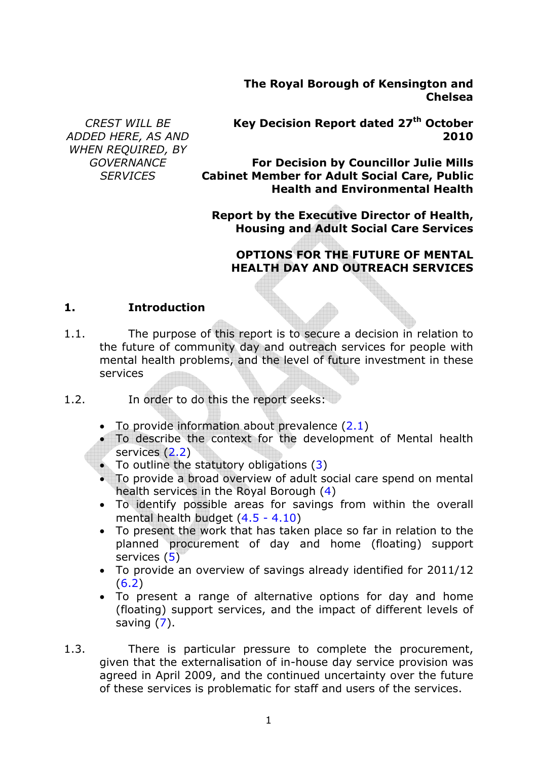**The Royal Borough of Kensington and Chelsea**

*CREST WILL BE ADDED HERE, AS AND WHEN REQUIRED, BY GOVERNANCE SERVICES*

**Key Decision Report dated 27th October 2010**

**For Decision by Councillor Julie Mills Cabinet Member for Adult Social Care, Public Health and Environmental Health**

**Report by the Executive Director of Health, Housing and Adult Social Care Services**

**OPTIONS FOR THE FUTURE OF MENTAL HEALTH DAY AND OUTREACH SERVICES**

## 1. Introduction

1.1. The purpose of this report is to secure a decision in relation to the future of community day and outreach services for people with mental health problems, and the level of future investment in these services

1.2. In order to do this the report seeks:

- To provide information about prevalence (2.1)
- To describe the context for the development of Mental health services (2.2)
- To outline the statutory obligations (3)
- To provide a broad overview of adult social care spend on mental health services in the Royal Borough (4)
- To identify possible areas for savings from within the overall mental health budget (4.5 - 4.10)
- To present the work that has taken place so far in relation to the planned procurement of day and home (floating) support services (5)
- To provide an overview of savings already identified for 2011/12 (6.2)
- To present a range of alternative options for day and home (floating) support services, and the impact of different levels of saving (7).

1.3. There is particular pressure to complete the procurement, given that the externalisation of in-house day service provision was agreed in April 2009, and the continued uncertainty over the future of these services is problematic for staff and users of the services.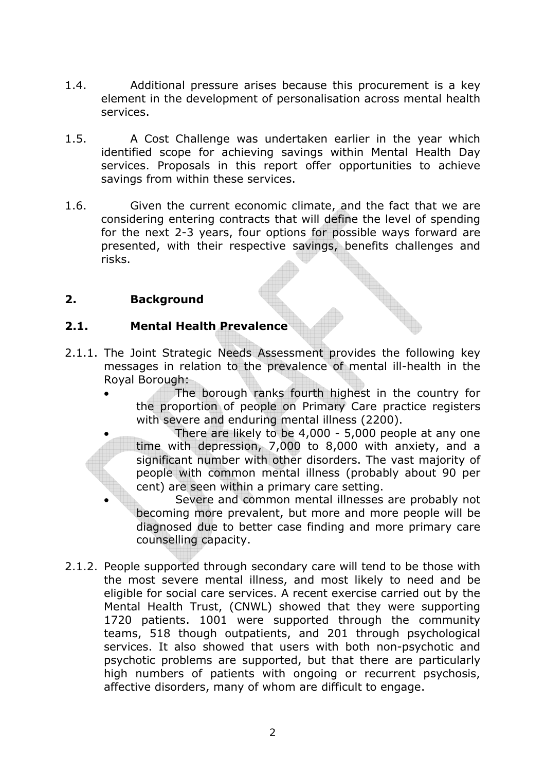1.4. Additional pressure arises because this procurement is a key element in the development of personalisation across mental health services.

1.5. A Cost Challenge was undertaken earlier in the year which identified scope for achieving savings within Mental Health Day services. Proposals in this report offer opportunities to achieve savings from within these services.

1.6. Given the current economic climate, and the fact that we are considering entering contracts that will define the level of spending for the next 2-3 years, four options for possible ways forward are presented, with their respective savings, benefits challenges and risks.

## 2. Background

### 2.1. Mental Health Prevalence

2.1.1. The Joint Strategic Needs Assessment provides the following key messages in relation to the prevalence of mental ill-health in the Royal Borough:

- The borough ranks fourth highest in the country for the proportion of people on Primary Care practice registers with severe and enduring mental illness (2200).
- There are likely to be 4,000 - 5,000 people at any one time with depression, 7,000 to 8,000 with anxiety, and a significant number with other disorders. The vast majority of people with common mental illness (probably about 90 per cent) are seen within a primary care setting.
- Severe and common mental illnesses are probably not becoming more prevalent, but more and more people will be diagnosed due to better case finding and more primary care counselling capacity.

2.1.2. People supported through secondary care will tend to be those with the most severe mental illness, and most likely to need and be eligible for social care services. A recent exercise carried out by the Mental Health Trust, (CNWL) showed that they were supporting 1720 patients. 1001 were supported through the community teams, 518 though outpatients, and 201 through psychological services. It also showed that users with both non-psychotic and psychotic problems are supported, but that there are particularly high numbers of patients with ongoing or recurrent psychosis, affective disorders, many of whom are difficult to engage.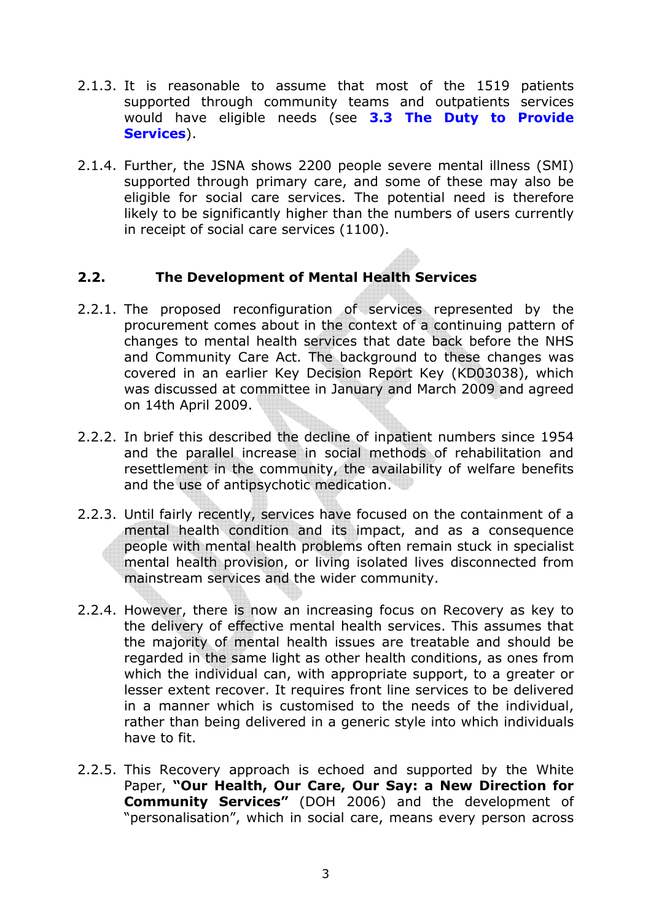2.1.3. It is reasonable to assume that most of the 1519 patients supported through community teams and outpatients services would have eligible needs (see **3.3 The Duty to Provide Services**).

2.1.4. Further, the JSNA shows 2200 people severe mental illness (SMI) supported through primary care, and some of these may also be eligible for social care services. The potential need is therefore likely to be significantly higher than the numbers of users currently in receipt of social care services (1100).

## 2.2. The Development of Mental Health Services

2.2.1. The proposed reconfiguration of services represented by the procurement comes about in the context of a continuing pattern of changes to mental health services that date back before the NHS and Community Care Act. The background to these changes was covered in an earlier Key Decision Report Key (KD03038), which was discussed at committee in January and March 2009 and agreed on 14th April 2009.

2.2.2. In brief this described the decline of inpatient numbers since 1954 and the parallel increase in social methods of rehabilitation and resettlement in the community, the availability of welfare benefits and the use of antipsychotic medication.

2.2.3. Until fairly recently, services have focused on the containment of a mental health condition and its impact, and as a consequence people with mental health problems often remain stuck in specialist mental health provision, or living isolated lives disconnected from mainstream services and the wider community.

2.2.4. However, there is now an increasing focus on Recovery as key to the delivery of effective mental health services. This assumes that the majority of mental health issues are treatable and should be regarded in the same light as other health conditions, as ones from which the individual can, with appropriate support, to a greater or lesser extent recover. It requires front line services to be delivered in a manner which is customised to the needs of the individual, rather than being delivered in a generic style into which individuals have to fit.

2.2.5. This Recovery approach is echoed and supported by the White Paper, **"Our Health, Our Care, Our Say: a New Direction for Community Services"** (DOH 2006) and the development of "personalisation", which in social care, means every person across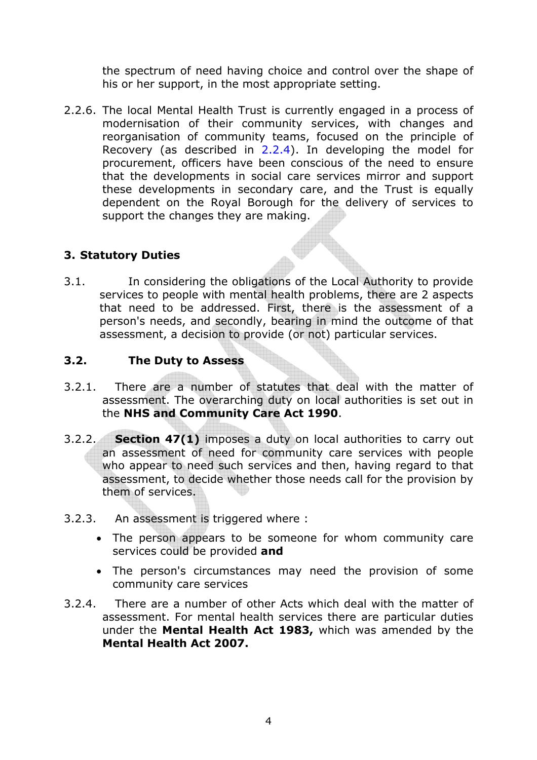the spectrum of need having choice and control over the shape of his or her support, in the most appropriate setting.

2.2.6. The local Mental Health Trust is currently engaged in a process of modernisation of their community services, with changes and reorganisation of community teams, focused on the principle of Recovery (as described in 2.2.4). In developing the model for procurement, officers have been conscious of the need to ensure that the developments in social care services mirror and support these developments in secondary care, and the Trust is equally dependent on the Royal Borough for the delivery of services to support the changes they are making.

## 3. Statutory Duties

3.1. In considering the obligations of the Local Authority to provide services to people with mental health problems, there are 2 aspects that need to be addressed. First, there is the assessment of a person's needs, and secondly, bearing in mind the outcome of that assessment, a decision to provide (or not) particular services.

### 3.2. The Duty to Assess

3.2.1. There are a number of statutes that deal with the matter of assessment. The overarching duty on local authorities is set out in the **NHS and Community Care Act 1990**.

3.2.2. **Section 47(1)** imposes a duty on local authorities to carry out an assessment of need for community care services with people who appear to need such services and then, having regard to that assessment, to decide whether those needs call for the provision by them of services.

3.2.3. An assessment is triggered where :

- The person appears to be someone for whom community care services could be provided **and**
- The person's circumstances may need the provision of some community care services

3.2.4. There are a number of other Acts which deal with the matter of assessment. For mental health services there are particular duties under the **Mental Health Act 1983,** which was amended by the **Mental Health Act 2007.**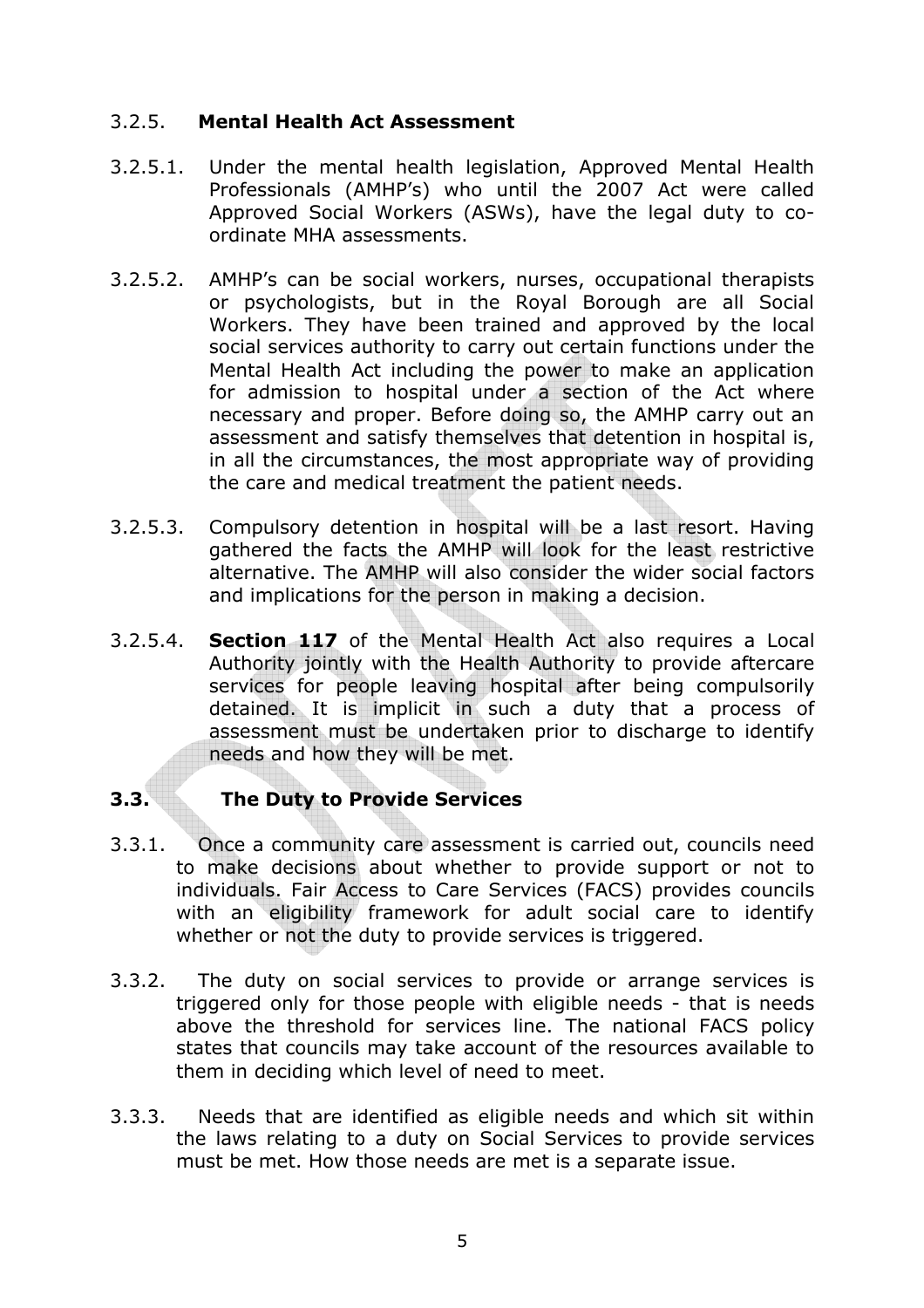### 3.2.5. **Mental Health Act Assessment**

3.2.5.1. Under the mental health legislation, Approved Mental Health Professionals (AMHP's) who until the 2007 Act were called Approved Social Workers (ASWs), have the legal duty to co-ordinate MHA assessments.

3.2.5.2. AMHP's can be social workers, nurses, occupational therapists or psychologists, but in the Royal Borough are all Social Workers. They have been trained and approved by the local social services authority to carry out certain functions under the Mental Health Act including the power to make an application for admission to hospital under a section of the Act where necessary and proper. Before doing so, the AMHP carry out an assessment and satisfy themselves that detention in hospital is, in all the circumstances, the most appropriate way of providing the care and medical treatment the patient needs.

3.2.5.3. Compulsory detention in hospital will be a last resort. Having gathered the facts the AMHP will look for the least restrictive alternative. The AMHP will also consider the wider social factors and implications for the person in making a decision.

3.2.5.4. **Section 117** of the Mental Health Act also requires a Local Authority jointly with the Health Authority to provide aftercare services for people leaving hospital after being compulsorily detained. It is implicit in such a duty that a process of assessment must be undertaken prior to discharge to identify needs and how they will be met.

## 3.3. The Duty to Provide Services

3.3.1. Once a community care assessment is carried out, councils need to make decisions about whether to provide support or not to individuals. Fair Access to Care Services (FACS) provides councils with an eligibility framework for adult social care to identify whether or not the duty to provide services is triggered.

3.3.2. The duty on social services to provide or arrange services is triggered only for those people with eligible needs - that is needs above the threshold for services line. The national FACS policy states that councils may take account of the resources available to them in deciding which level of need to meet.

3.3.3. Needs that are identified as eligible needs and which sit within the laws relating to a duty on Social Services to provide services must be met. How those needs are met is a separate issue.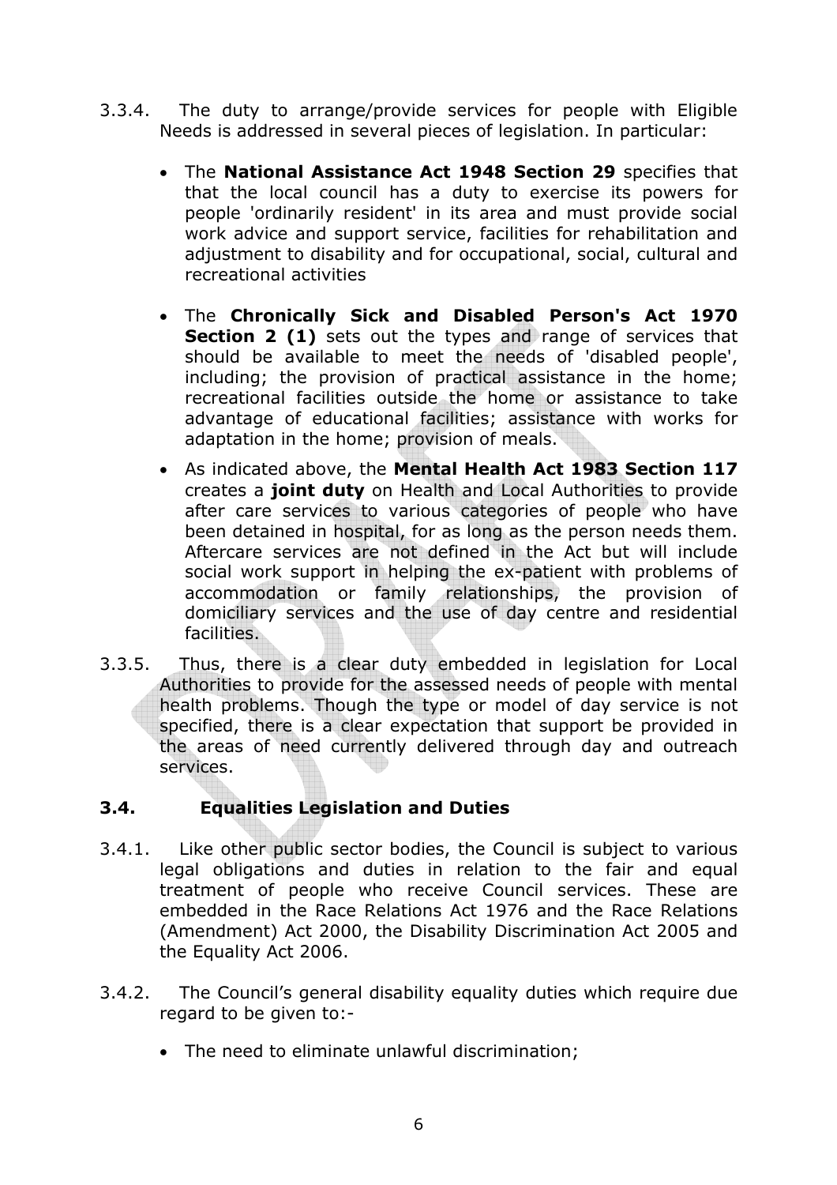3.3.4. The duty to arrange/provide services for people with Eligible Needs is addressed in several pieces of legislation. In particular:

- The **National Assistance Act 1948 Section 29** specifies that that the local council has a duty to exercise its powers for people 'ordinarily resident' in its area and must provide social work advice and support service, facilities for rehabilitation and adjustment to disability and for occupational, social, cultural and recreational activities
- The **Chronically Sick and Disabled Person's Act 1970 Section 2 (1)** sets out the types and range of services that should be available to meet the needs of 'disabled people', including; the provision of practical assistance in the home; recreational facilities outside the home or assistance to take advantage of educational facilities; assistance with works for adaptation in the home; provision of meals.
- As indicated above, the **Mental Health Act 1983 Section 117** creates a **joint duty** on Health and Local Authorities to provide after care services to various categories of people who have been detained in hospital, for as long as the person needs them. Aftercare services are not defined in the Act but will include social work support in helping the ex-patient with problems of accommodation or family relationships, the provision of domiciliary services and the use of day centre and residential facilities.

3.3.5. Thus, there is a clear duty embedded in legislation for Local Authorities to provide for the assessed needs of people with mental health problems. Though the type or model of day service is not specified, there is a clear expectation that support be provided in the areas of need currently delivered through day and outreach services.

### 3.4. Equalities Legislation and Duties

3.4.1. Like other public sector bodies, the Council is subject to various legal obligations and duties in relation to the fair and equal treatment of people who receive Council services. These are embedded in the Race Relations Act 1976 and the Race Relations (Amendment) Act 2000, the Disability Discrimination Act 2005 and the Equality Act 2006.

3.4.2. The Council's general disability equality duties which require due regard to be given to:-

- The need to eliminate unlawful discrimination;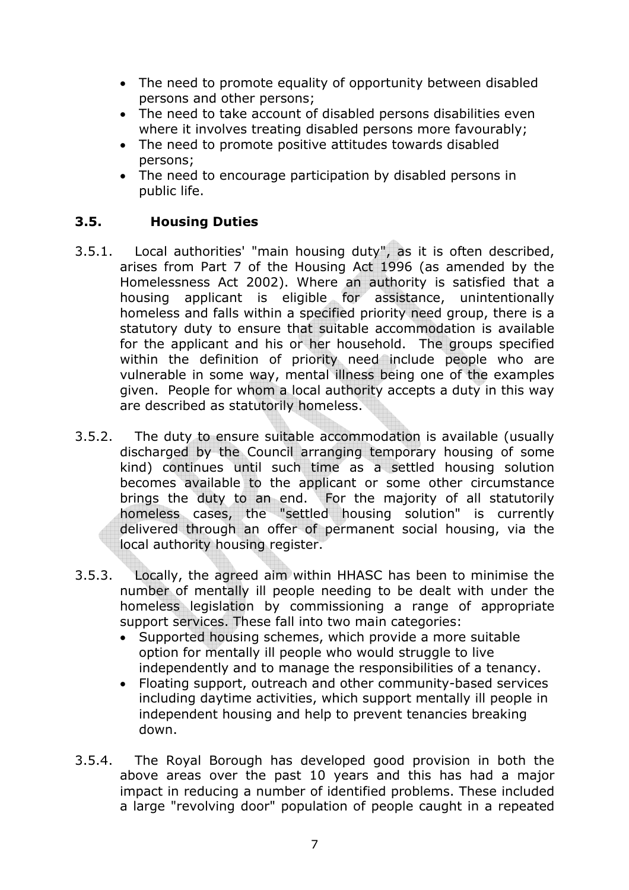- The need to promote equality of opportunity between disabled persons and other persons;
- The need to take account of disabled persons disabilities even where it involves treating disabled persons more favourably;
- The need to promote positive attitudes towards disabled persons;
- The need to encourage participation by disabled persons in public life.

### 3.5. Housing Duties

3.5.1. Local authorities' "main housing duty", as it is often described, arises from Part 7 of the Housing Act 1996 (as amended by the Homelessness Act 2002). Where an authority is satisfied that a housing applicant is eligible for assistance, unintentionally homeless and falls within a specified priority need group, there is a statutory duty to ensure that suitable accommodation is available for the applicant and his or her household. The groups specified within the definition of priority need include people who are vulnerable in some way, mental illness being one of the examples given. People for whom a local authority accepts a duty in this way are described as statutorily homeless.

3.5.2. The duty to ensure suitable accommodation is available (usually discharged by the Council arranging temporary housing of some kind) continues until such time as a settled housing solution becomes available to the applicant or some other circumstance brings the duty to an end. For the majority of all statutorily homeless cases, the "settled housing solution" is currently delivered through an offer of permanent social housing, via the local authority housing register.

3.5.3. Locally, the agreed aim within HHASC has been to minimise the number of mentally ill people needing to be dealt with under the homeless legislation by commissioning a range of appropriate support services. These fall into two main categories:

- Supported housing schemes, which provide a more suitable option for mentally ill people who would struggle to live independently and to manage the responsibilities of a tenancy.
- Floating support, outreach and other community-based services including daytime activities, which support mentally ill people in independent housing and help to prevent tenancies breaking down.

3.5.4. The Royal Borough has developed good provision in both the above areas over the past 10 years and this has had a major impact in reducing a number of identified problems. These included a large "revolving door" population of people caught in a repeated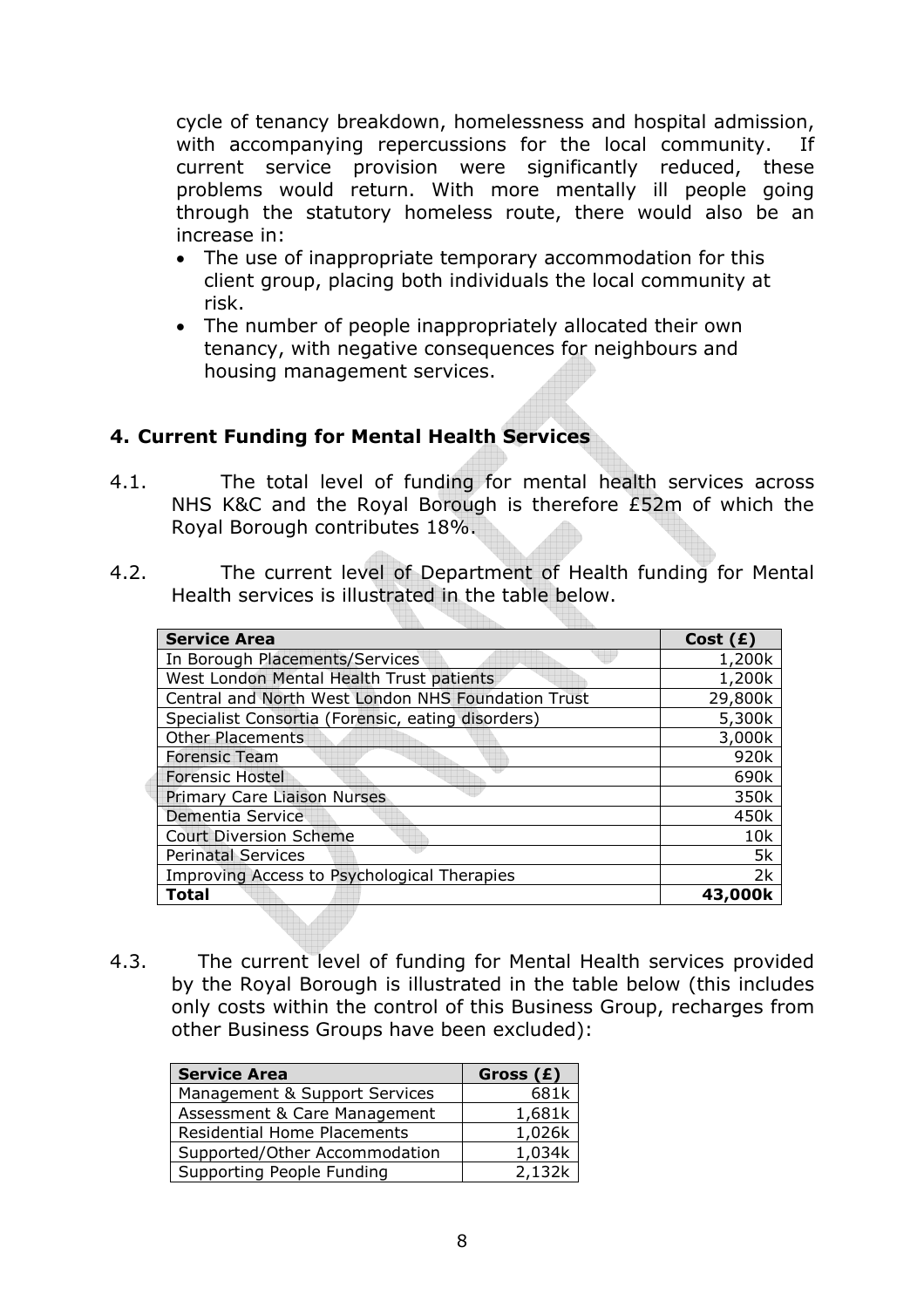cycle of tenancy breakdown, homelessness and hospital admission, with accompanying repercussions for the local community. If current service provision were significantly reduced, these problems would return. With more mentally ill people going through the statutory homeless route, there would also be an increase in:

- The use of inappropriate temporary accommodation for this client group, placing both individuals the local community at risk.
- The number of people inappropriately allocated their own tenancy, with negative consequences for neighbours and housing management services.

## 4. Current Funding for Mental Health Services

4.1. The total level of funding for mental health services across NHS K&C and the Royal Borough is therefore £52m of which the Royal Borough contributes 18%.

4.2. The current level of Department of Health funding for Mental Health services is illustrated in the table below.

| Service Area | Cost (£) |
|---|---|
| In Borough Placements/Services | 1,200k |
| West London Mental Health Trust patients | 1,200k |
| Central and North West London NHS Foundation Trust | 29,800k |
| Specialist Consortia (Forensic, eating disorders) | 5,300k |
| Other Placements | 3,000k |
| Forensic Team | 920k |
| Forensic Hostel | 690k |
| Primary Care Liaison Nurses | 350k |
| Dementia Service | 450k |
| Court Diversion Scheme | 10k |
| Perinatal Services | 5k |
| Improving Access to Psychological Therapies | 2k |
| **Total** | **43,000k** |

4.3. The current level of funding for Mental Health services provided by the Royal Borough is illustrated in the table below (this includes only costs within the control of this Business Group, recharges from other Business Groups have been excluded):

| Service Area | Gross (£) |
|---|---|
| Management & Support Services | 681k |
| Assessment & Care Management | 1,681k |
| Residential Home Placements | 1,026k |
| Supported/Other Accommodation | 1,034k |
| Supporting People Funding | 2,132k |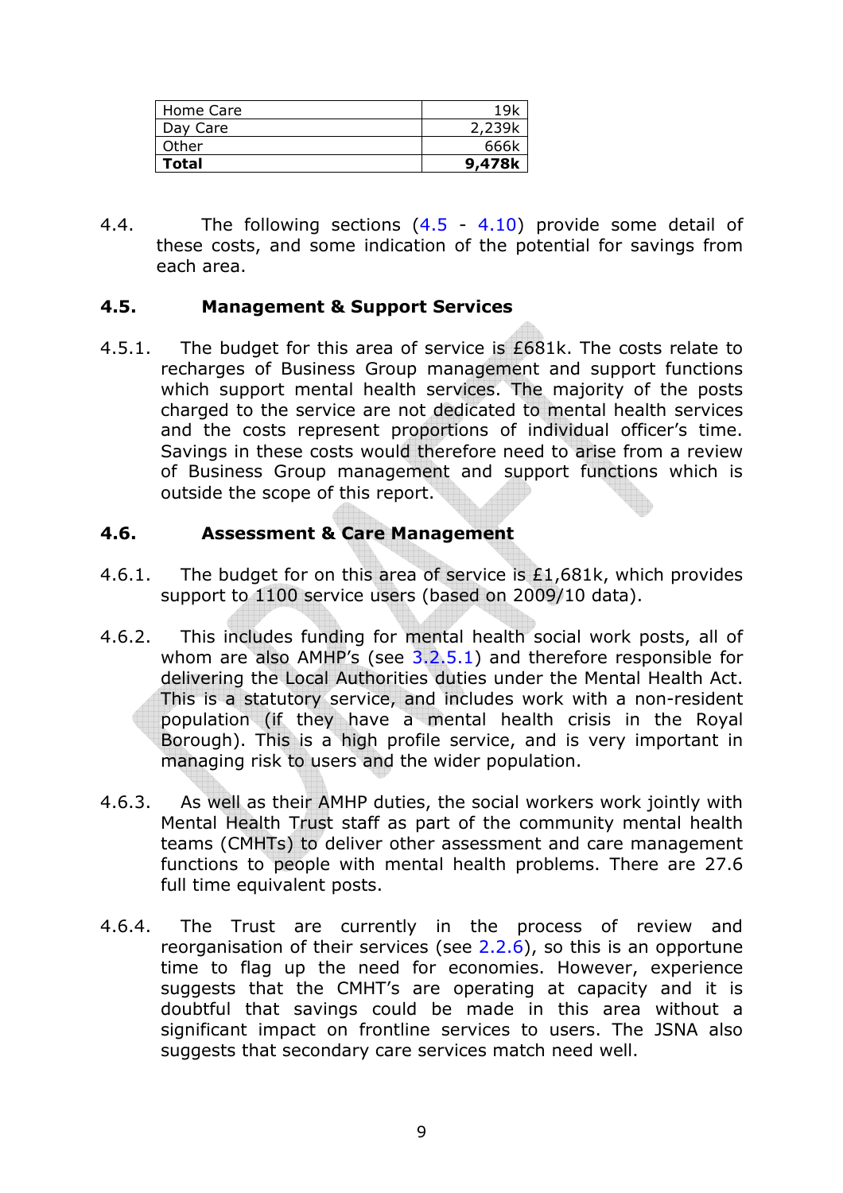| Home Care | 19k |
|---|---|
| Day Care | 2,239k |
| Other | 666k |
| **Total** | **9,478k** |

4.4. The following sections (4.5 - 4.10) provide some detail of these costs, and some indication of the potential for savings from each area.

## 4.5. Management & Support Services

4.5.1. The budget for this area of service is £681k. The costs relate to recharges of Business Group management and support functions which support mental health services. The majority of the posts charged to the service are not dedicated to mental health services and the costs represent proportions of individual officer's time. Savings in these costs would therefore need to arise from a review of Business Group management and support functions which is outside the scope of this report.

## 4.6. Assessment & Care Management

4.6.1. The budget for on this area of service is £1,681k, which provides support to 1100 service users (based on 2009/10 data).

4.6.2. This includes funding for mental health social work posts, all of whom are also AMHP's (see 3.2.5.1) and therefore responsible for delivering the Local Authorities duties under the Mental Health Act. This is a statutory service, and includes work with a non-resident population (if they have a mental health crisis in the Royal Borough). This is a high profile service, and is very important in managing risk to users and the wider population.

4.6.3. As well as their AMHP duties, the social workers work jointly with Mental Health Trust staff as part of the community mental health teams (CMHTs) to deliver other assessment and care management functions to people with mental health problems. There are 27.6 full time equivalent posts.

4.6.4. The Trust are currently in the process of review and reorganisation of their services (see 2.2.6), so this is an opportune time to flag up the need for economies. However, experience suggests that the CMHT's are operating at capacity and it is doubtful that savings could be made in this area without a significant impact on frontline services to users. The JSNA also suggests that secondary care services match need well.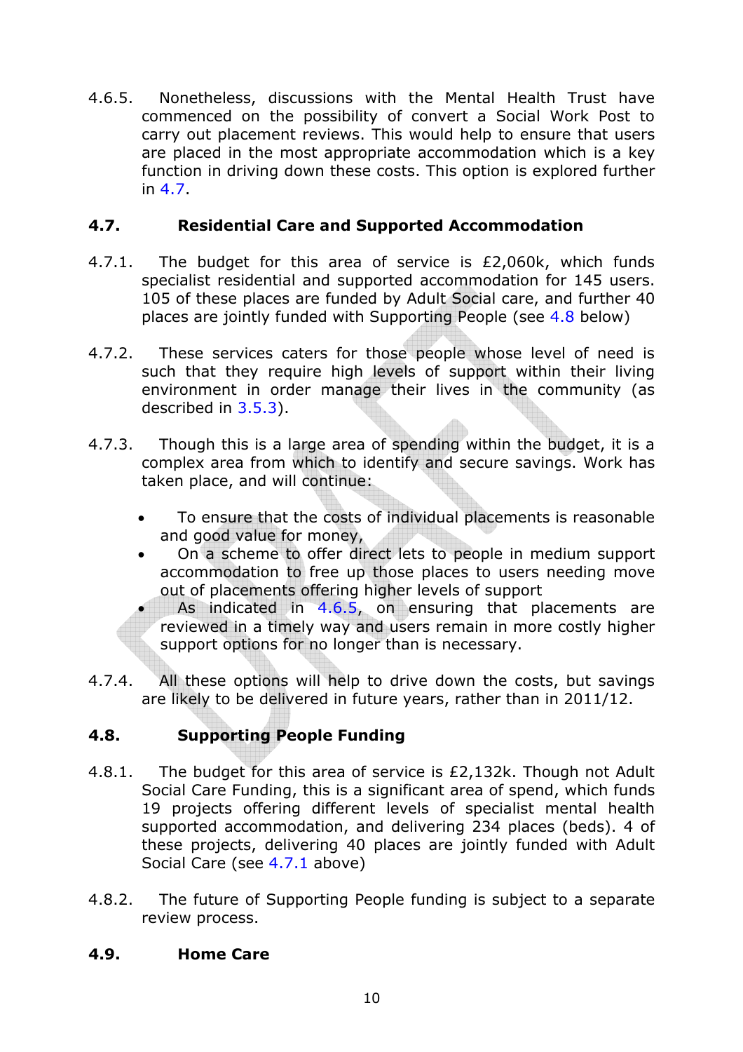4.6.5. Nonetheless, discussions with the Mental Health Trust have commenced on the possibility of convert a Social Work Post to carry out placement reviews. This would help to ensure that users are placed in the most appropriate accommodation which is a key function in driving down these costs. This option is explored further in 4.7.

## 4.7. Residential Care and Supported Accommodation

4.7.1. The budget for this area of service is £2,060k, which funds specialist residential and supported accommodation for 145 users. 105 of these places are funded by Adult Social care, and further 40 places are jointly funded with Supporting People (see 4.8 below)

4.7.2. These services caters for those people whose level of need is such that they require high levels of support within their living environment in order manage their lives in the community (as described in 3.5.3).

4.7.3. Though this is a large area of spending within the budget, it is a complex area from which to identify and secure savings. Work has taken place, and will continue:

- To ensure that the costs of individual placements is reasonable and good value for money,
- On a scheme to offer direct lets to people in medium support accommodation to free up those places to users needing move out of placements offering higher levels of support
- As indicated in 4.6.5, on ensuring that placements are reviewed in a timely way and users remain in more costly higher support options for no longer than is necessary.

4.7.4. All these options will help to drive down the costs, but savings are likely to be delivered in future years, rather than in 2011/12.

## 4.8. Supporting People Funding

4.8.1. The budget for this area of service is £2,132k. Though not Adult Social Care Funding, this is a significant area of spend, which funds 19 projects offering different levels of specialist mental health supported accommodation, and delivering 234 places (beds). 4 of these projects, delivering 40 places are jointly funded with Adult Social Care (see 4.7.1 above)

4.8.2. The future of Supporting People funding is subject to a separate review process.

## 4.9. Home Care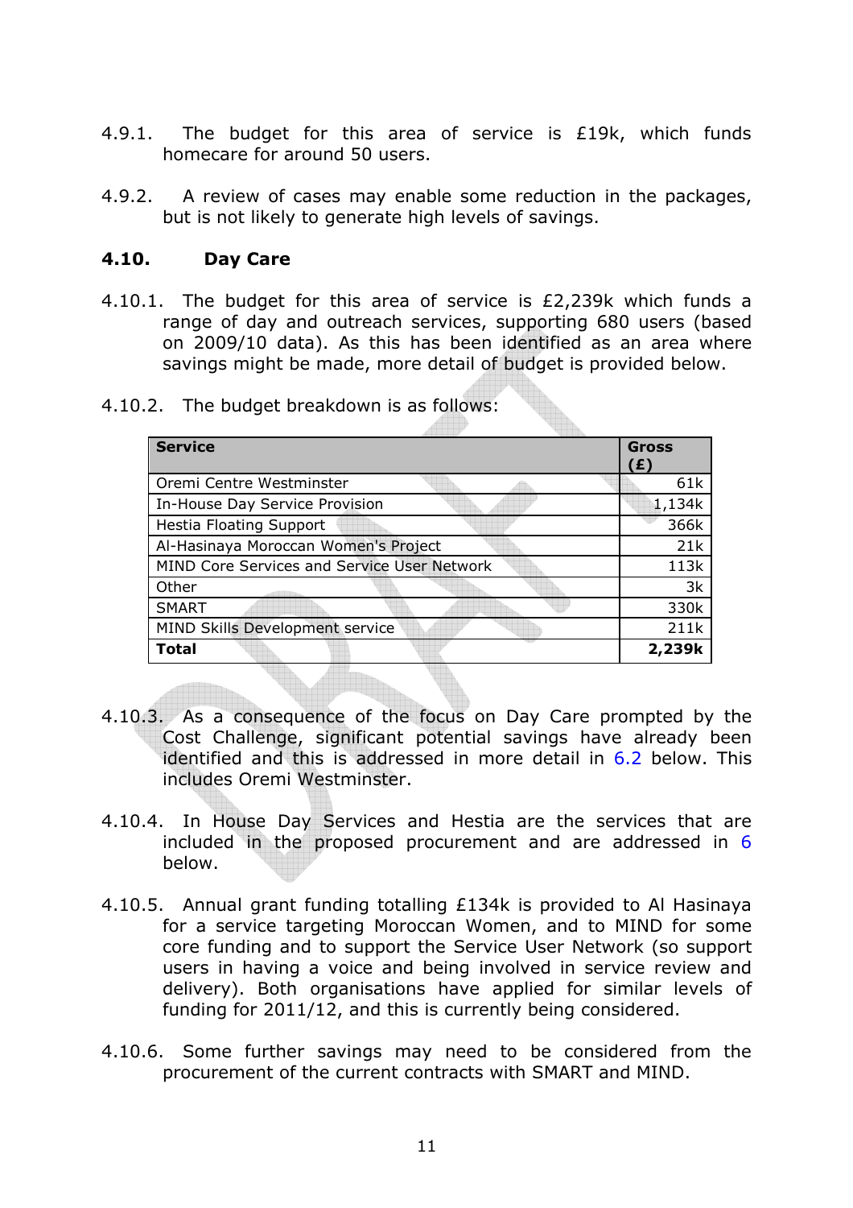4.9.1. The budget for this area of service is £19k, which funds homecare for around 50 users.

4.9.2. A review of cases may enable some reduction in the packages, but is not likely to generate high levels of savings.

### 4.10. Day Care

4.10.1. The budget for this area of service is £2,239k which funds a range of day and outreach services, supporting 680 users (based on 2009/10 data). As this has been identified as an area where savings might be made, more detail of budget is provided below.

4.10.2. The budget breakdown is as follows:

| Service | Gross (£) |
|---|---|
| Oremi Centre Westminster | 61k |
| In-House Day Service Provision | 1,134k |
| Hestia Floating Support | 366k |
| Al-Hasinaya Moroccan Women's Project | 21k |
| MIND Core Services and Service User Network | 113k |
| Other | 3k |
| SMART | 330k |
| MIND Skills Development service | 211k |
| **Total** | **2,239k** |

4.10.3. As a consequence of the focus on Day Care prompted by the Cost Challenge, significant potential savings have already been identified and this is addressed in more detail in 6.2 below. This includes Oremi Westminster.

4.10.4. In House Day Services and Hestia are the services that are included in the proposed procurement and are addressed in 6 below.

4.10.5. Annual grant funding totalling £134k is provided to Al Hasinaya for a service targeting Moroccan Women, and to MIND for some core funding and to support the Service User Network (so support users in having a voice and being involved in service review and delivery). Both organisations have applied for similar levels of funding for 2011/12, and this is currently being considered.

4.10.6. Some further savings may need to be considered from the procurement of the current contracts with SMART and MIND.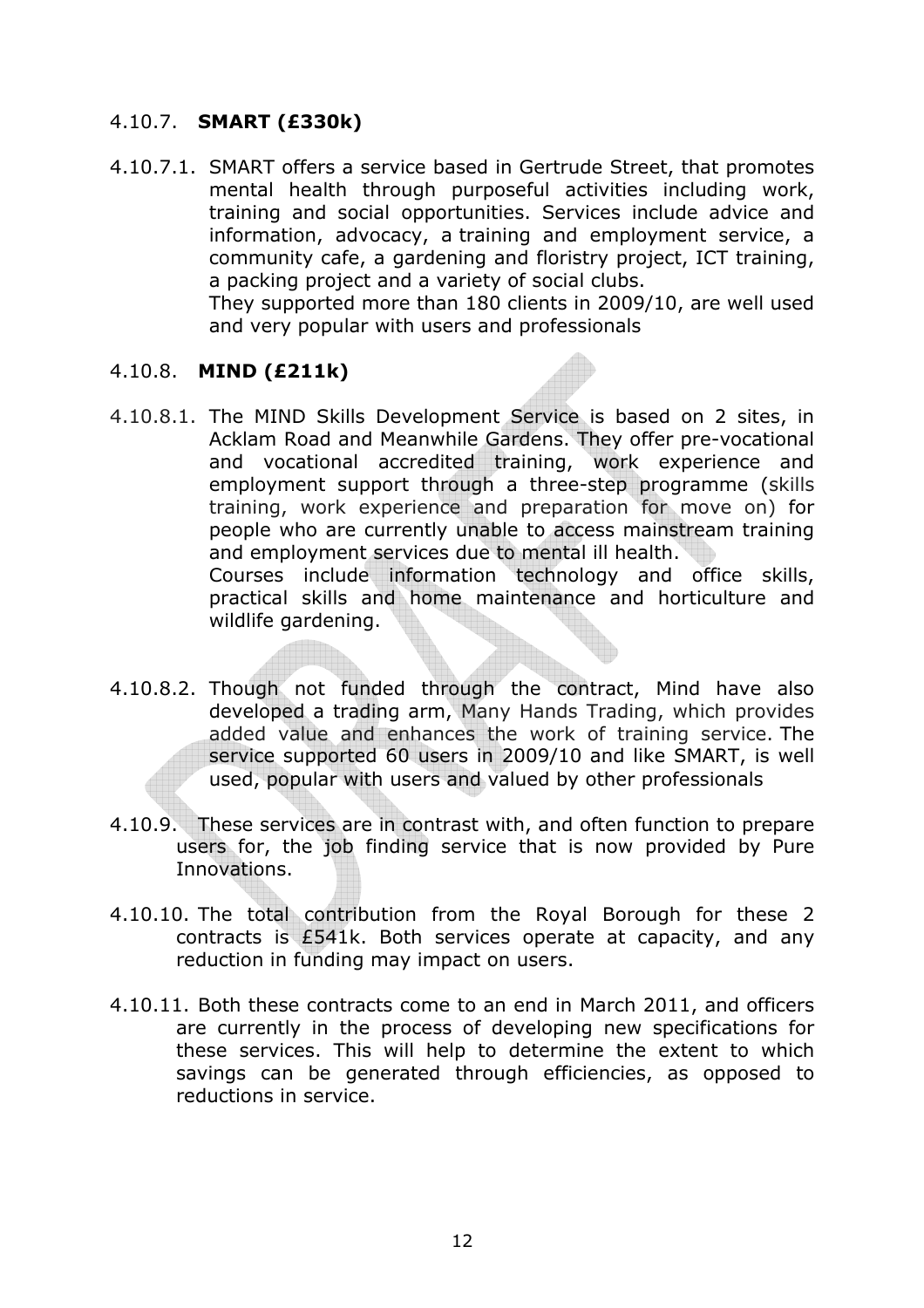### 4.10.7. **SMART (£330k)**

4.10.7.1. SMART offers a service based in Gertrude Street, that promotes mental health through purposeful activities including work, training and social opportunities. Services include advice and information, advocacy, a training and employment service, a community cafe, a gardening and floristry project, ICT training, a packing project and a variety of social clubs.
They supported more than 180 clients in 2009/10, are well used and very popular with users and professionals

### 4.10.8. **MIND (£211k)**

4.10.8.1. The MIND Skills Development Service is based on 2 sites, in Acklam Road and Meanwhile Gardens. They offer pre-vocational and vocational accredited training, work experience and employment support through a three-step programme (skills training, work experience and preparation for move on) for people who are currently unable to access mainstream training and employment services due to mental ill health.
Courses include information technology and office skills, practical skills and home maintenance and horticulture and wildlife gardening.

4.10.8.2. Though not funded through the contract, Mind have also developed a trading arm, Many Hands Trading, which provides added value and enhances the work of training service. The service supported 60 users in 2009/10 and like SMART, is well used, popular with users and valued by other professionals

4.10.9. These services are in contrast with, and often function to prepare users for, the job finding service that is now provided by Pure Innovations.

4.10.10. The total contribution from the Royal Borough for these 2 contracts is £541k. Both services operate at capacity, and any reduction in funding may impact on users.

4.10.11. Both these contracts come to an end in March 2011, and officers are currently in the process of developing new specifications for these services. This will help to determine the extent to which savings can be generated through efficiencies, as opposed to reductions in service.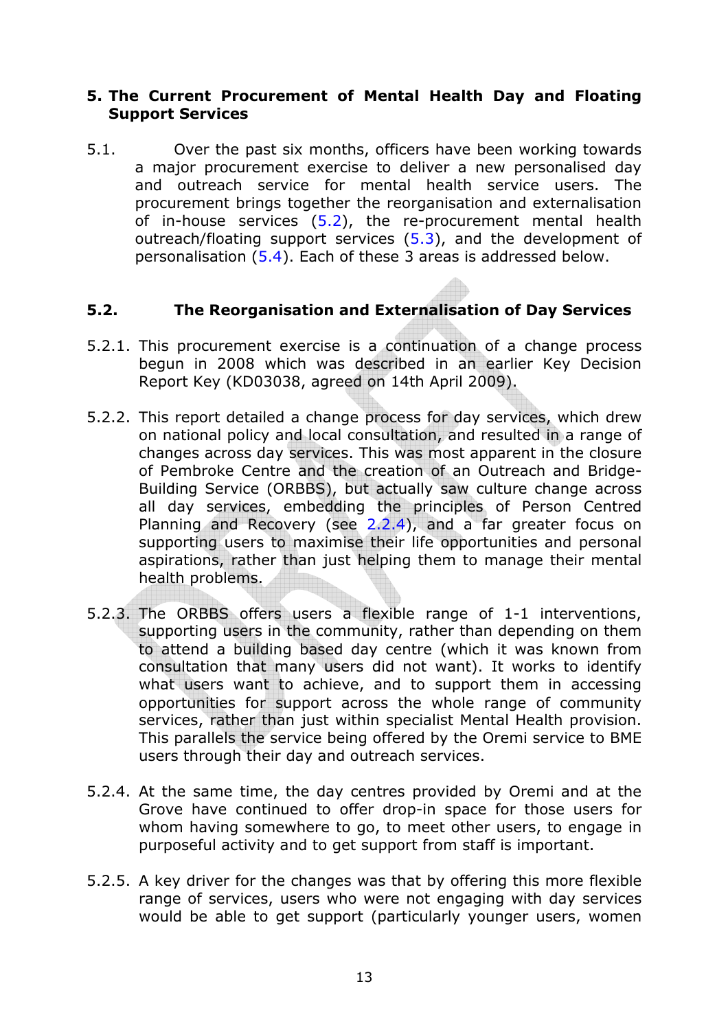## 5. The Current Procurement of Mental Health Day and Floating Support Services

5.1. Over the past six months, officers have been working towards a major procurement exercise to deliver a new personalised day and outreach service for mental health service users. The procurement brings together the reorganisation and externalisation of in-house services (5.2), the re-procurement mental health outreach/floating support services (5.3), and the development of personalisation (5.4). Each of these 3 areas is addressed below.

### 5.2. The Reorganisation and Externalisation of Day Services

5.2.1. This procurement exercise is a continuation of a change process begun in 2008 which was described in an earlier Key Decision Report Key (KD03038, agreed on 14th April 2009).

5.2.2. This report detailed a change process for day services, which drew on national policy and local consultation, and resulted in a range of changes across day services. This was most apparent in the closure of Pembroke Centre and the creation of an Outreach and Bridge-Building Service (ORBBS), but actually saw culture change across all day services, embedding the principles of Person Centred Planning and Recovery (see 2.2.4), and a far greater focus on supporting users to maximise their life opportunities and personal aspirations, rather than just helping them to manage their mental health problems.

5.2.3. The ORBBS offers users a flexible range of 1-1 interventions, supporting users in the community, rather than depending on them to attend a building based day centre (which it was known from consultation that many users did not want). It works to identify what users want to achieve, and to support them in accessing opportunities for support across the whole range of community services, rather than just within specialist Mental Health provision. This parallels the service being offered by the Oremi service to BME users through their day and outreach services.

5.2.4. At the same time, the day centres provided by Oremi and at the Grove have continued to offer drop-in space for those users for whom having somewhere to go, to meet other users, to engage in purposeful activity and to get support from staff is important.

5.2.5. A key driver for the changes was that by offering this more flexible range of services, users who were not engaging with day services would be able to get support (particularly younger users, women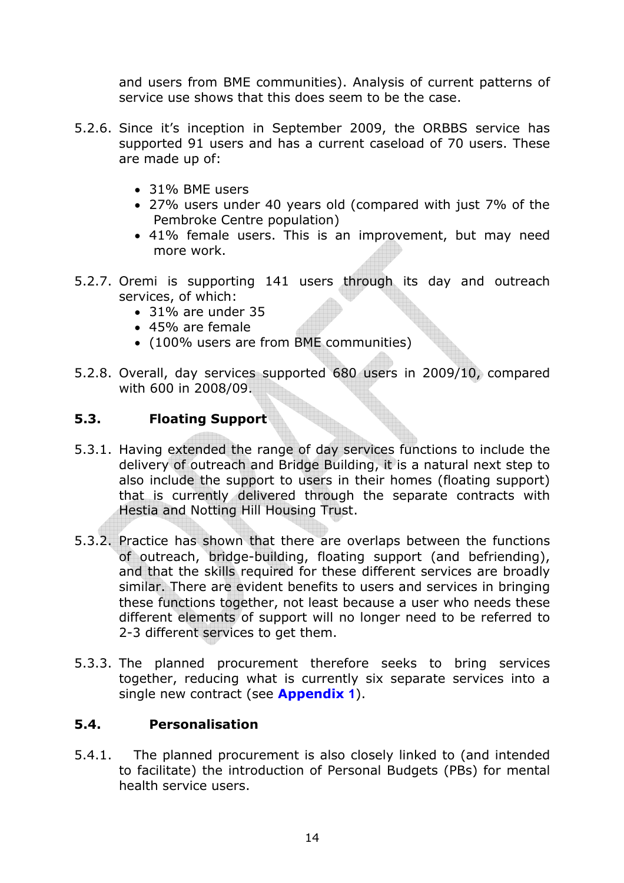and users from BME communities). Analysis of current patterns of service use shows that this does seem to be the case.

5.2.6. Since it's inception in September 2009, the ORBBS service has supported 91 users and has a current caseload of 70 users. These are made up of:

- 31% BME users
- 27% users under 40 years old (compared with just 7% of the Pembroke Centre population)
- 41% female users. This is an improvement, but may need more work.

5.2.7. Oremi is supporting 141 users through its day and outreach services, of which:

- 31% are under 35
- 45% are female
- (100% users are from BME communities)

5.2.8. Overall, day services supported 680 users in 2009/10, compared with 600 in 2008/09.

### 5.3. Floating Support

5.3.1. Having extended the range of day services functions to include the delivery of outreach and Bridge Building, it is a natural next step to also include the support to users in their homes (floating support) that is currently delivered through the separate contracts with Hestia and Notting Hill Housing Trust.

5.3.2. Practice has shown that there are overlaps between the functions of outreach, bridge-building, floating support (and befriending), and that the skills required for these different services are broadly similar. There are evident benefits to users and services in bringing these functions together, not least because a user who needs these different elements of support will no longer need to be referred to 2-3 different services to get them.

5.3.3. The planned procurement therefore seeks to bring services together, reducing what is currently six separate services into a single new contract (see **Appendix 1**).

### 5.4. Personalisation

5.4.1. The planned procurement is also closely linked to (and intended to facilitate) the introduction of Personal Budgets (PBs) for mental health service users.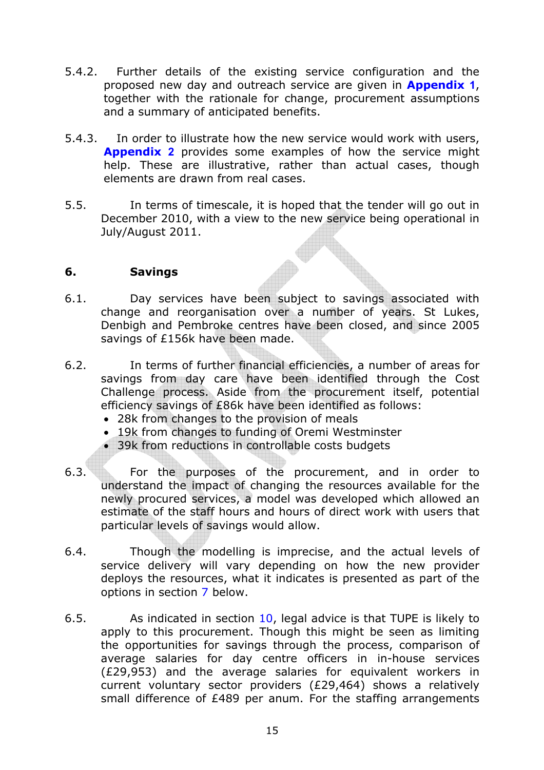5.4.2. Further details of the existing service configuration and the proposed new day and outreach service are given in **Appendix 1**, together with the rationale for change, procurement assumptions and a summary of anticipated benefits.

5.4.3. In order to illustrate how the new service would work with users, **Appendix 2** provides some examples of how the service might help. These are illustrative, rather than actual cases, though elements are drawn from real cases.

5.5. In terms of timescale, it is hoped that the tender will go out in December 2010, with a view to the new service being operational in July/August 2011.

## 6. Savings

6.1. Day services have been subject to savings associated with change and reorganisation over a number of years. St Lukes, Denbigh and Pembroke centres have been closed, and since 2005 savings of £156k have been made.

6.2. In terms of further financial efficiencies, a number of areas for savings from day care have been identified through the Cost Challenge process. Aside from the procurement itself, potential efficiency savings of £86k have been identified as follows:

- 28k from changes to the provision of meals
- 19k from changes to funding of Oremi Westminster
- 39k from reductions in controllable costs budgets

6.3. For the purposes of the procurement, and in order to understand the impact of changing the resources available for the newly procured services, a model was developed which allowed an estimate of the staff hours and hours of direct work with users that particular levels of savings would allow.

6.4. Though the modelling is imprecise, and the actual levels of service delivery will vary depending on how the new provider deploys the resources, what it indicates is presented as part of the options in section 7 below.

6.5. As indicated in section 10, legal advice is that TUPE is likely to apply to this procurement. Though this might be seen as limiting the opportunities for savings through the process, comparison of average salaries for day centre officers in in-house services (£29,953) and the average salaries for equivalent workers in current voluntary sector providers (£29,464) shows a relatively small difference of £489 per anum. For the staffing arrangements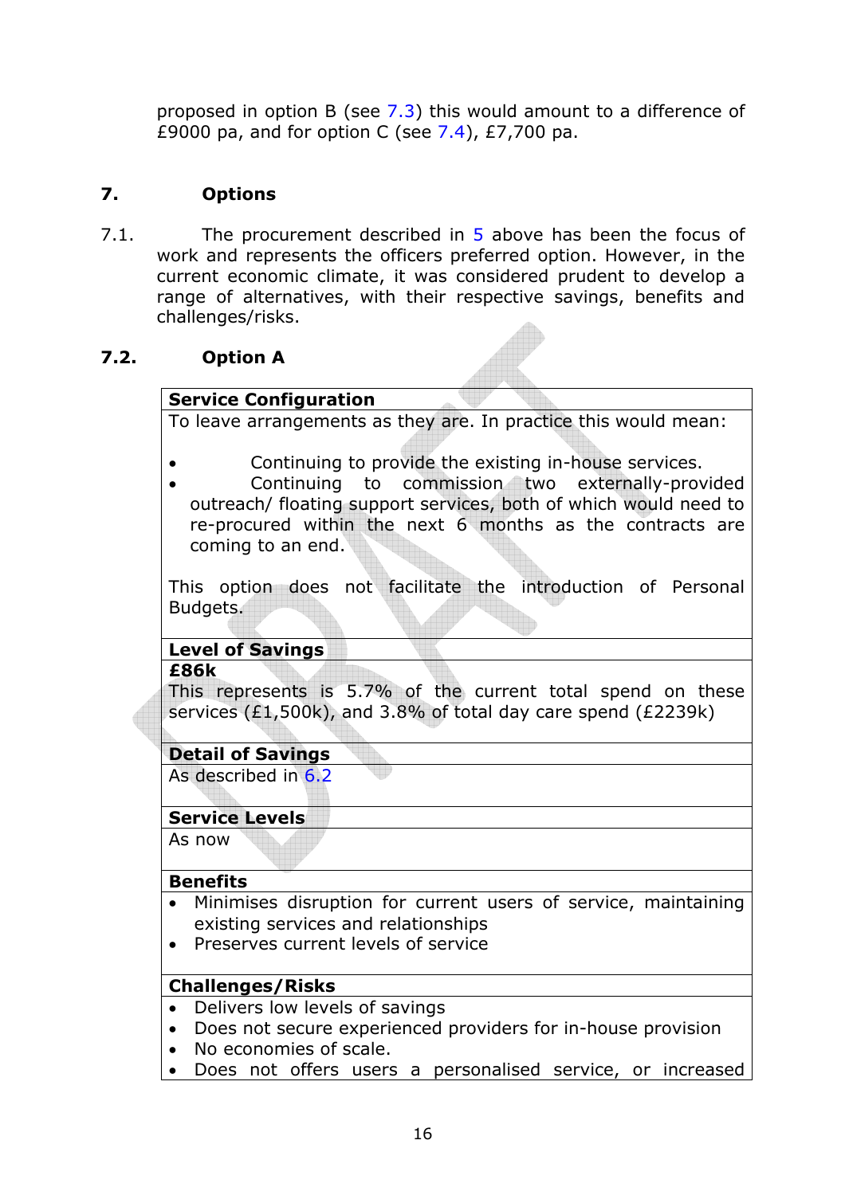proposed in option B (see 7.3) this would amount to a difference of £9000 pa, and for option C (see 7.4), £7,700 pa.

## 7. Options

7.1. The procurement described in 5 above has been the focus of work and represents the officers preferred option. However, in the current economic climate, it was considered prudent to develop a range of alternatives, with their respective savings, benefits and challenges/risks.

### 7.2. Option A

| **Service Configuration** |
|---|
| To leave arrangements as they are. In practice this would mean:<br><br>• Continuing to provide the existing in-house services.<br>• Continuing to commission two externally-provided outreach/ floating support services, both of which would need to re-procured within the next 6 months as the contracts are coming to an end.<br><br>This option does not facilitate the introduction of Personal Budgets. |
| **Level of Savings** |
| **£86k**<br>This represents is 5.7% of the current total spend on these services (£1,500k), and 3.8% of total day care spend (£2239k) |
| **Detail of Savings** |
| As described in 6.2 |
| **Service Levels** |
| As now |
| **Benefits** |
| • Minimises disruption for current users of service, maintaining existing services and relationships<br>• Preserves current levels of service |
| **Challenges/Risks** |
| • Delivers low levels of savings<br>• Does not secure experienced providers for in-house provision<br>• No economies of scale.<br>• Does not offers users a personalised service, or increased |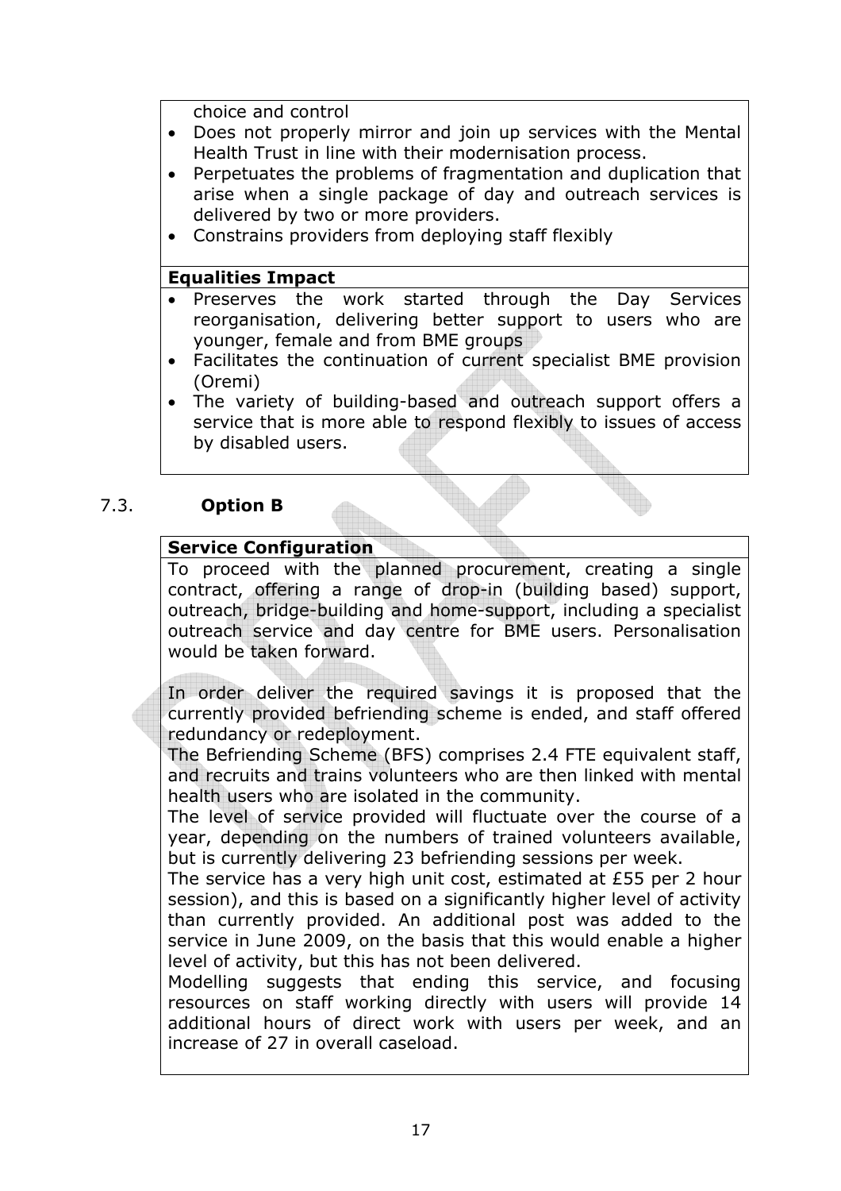choice and control

- Does not properly mirror and join up services with the Mental Health Trust in line with their modernisation process.
- Perpetuates the problems of fragmentation and duplication that arise when a single package of day and outreach services is delivered by two or more providers.
- Constrains providers from deploying staff flexibly

**Equalities Impact**

- Preserves the work started through the Day Services reorganisation, delivering better support to users who are younger, female and from BME groups
- Facilitates the continuation of current specialist BME provision (Oremi)
- The variety of building-based and outreach support offers a service that is more able to respond flexibly to issues of access by disabled users.

### 7.3. Option B

**Service Configuration**

To proceed with the planned procurement, creating a single contract, offering a range of drop-in (building based) support, outreach, bridge-building and home-support, including a specialist outreach service and day centre for BME users. Personalisation would be taken forward.

In order deliver the required savings it is proposed that the currently provided befriending scheme is ended, and staff offered redundancy or redeployment.

The Befriending Scheme (BFS) comprises 2.4 FTE equivalent staff, and recruits and trains volunteers who are then linked with mental health users who are isolated in the community.

The level of service provided will fluctuate over the course of a year, depending on the numbers of trained volunteers available, but is currently delivering 23 befriending sessions per week.

The service has a very high unit cost, estimated at £55 per 2 hour session), and this is based on a significantly higher level of activity than currently provided. An additional post was added to the service in June 2009, on the basis that this would enable a higher level of activity, but this has not been delivered.

Modelling suggests that ending this service, and focusing resources on staff working directly with users will provide 14 additional hours of direct work with users per week, and an increase of 27 in overall caseload.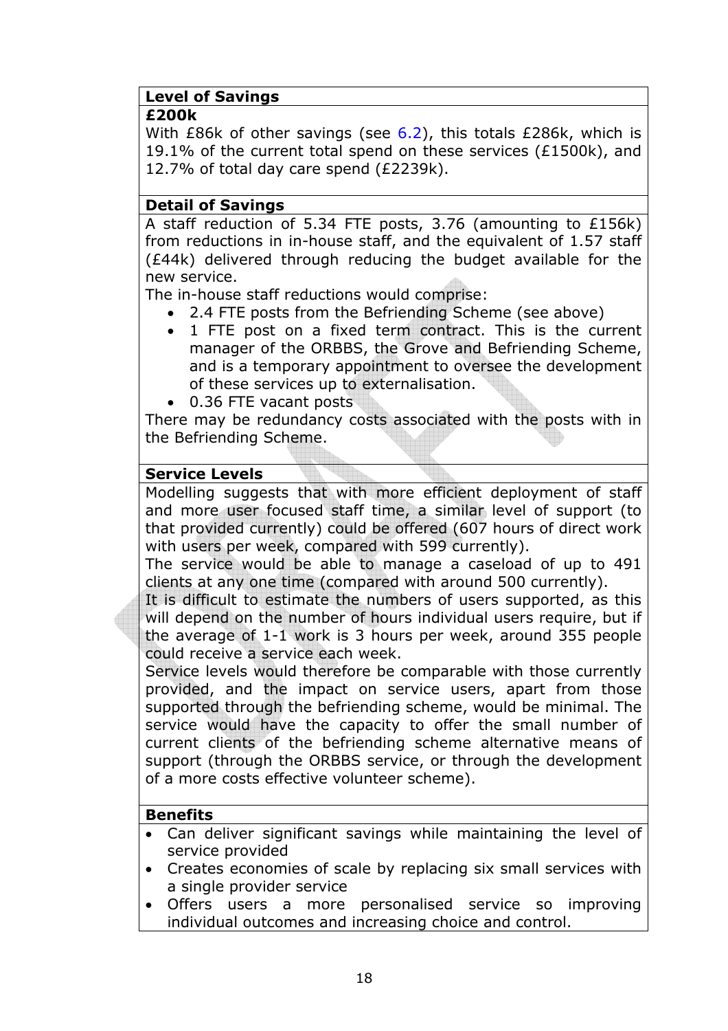**Level of Savings**

**£200k**

With £86k of other savings (see 6.2), this totals £286k, which is 19.1% of the current total spend on these services (£1500k), and 12.7% of total day care spend (£2239k).

**Detail of Savings**

A staff reduction of 5.34 FTE posts, 3.76 (amounting to £156k) from reductions in in-house staff, and the equivalent of 1.57 staff (£44k) delivered through reducing the budget available for the new service.

The in-house staff reductions would comprise:

- 2.4 FTE posts from the Befriending Scheme (see above)
- 1 FTE post on a fixed term contract. This is the current manager of the ORBBS, the Grove and Befriending Scheme, and is a temporary appointment to oversee the development of these services up to externalisation.
- 0.36 FTE vacant posts

There may be redundancy costs associated with the posts with in the Befriending Scheme.

**Service Levels**

Modelling suggests that with more efficient deployment of staff and more user focused staff time, a similar level of support (to that provided currently) could be offered (607 hours of direct work with users per week, compared with 599 currently).

The service would be able to manage a caseload of up to 491 clients at any one time (compared with around 500 currently).

It is difficult to estimate the numbers of users supported, as this will depend on the number of hours individual users require, but if the average of 1-1 work is 3 hours per week, around 355 people could receive a service each week.

Service levels would therefore be comparable with those currently provided, and the impact on service users, apart from those supported through the befriending scheme, would be minimal. The service would have the capacity to offer the small number of current clients of the befriending scheme alternative means of support (through the ORBBS service, or through the development of a more costs effective volunteer scheme).

**Benefits**

- Can deliver significant savings while maintaining the level of service provided
- Creates economies of scale by replacing six small services with a single provider service
- Offers users a more personalised service so improving individual outcomes and increasing choice and control.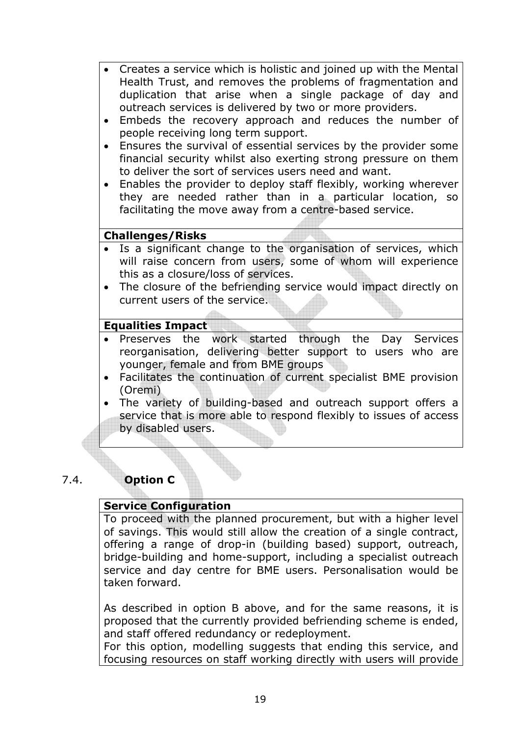- Creates a service which is holistic and joined up with the Mental Health Trust, and removes the problems of fragmentation and duplication that arise when a single package of day and outreach services is delivered by two or more providers.
- Embeds the recovery approach and reduces the number of people receiving long term support.
- Ensures the survival of essential services by the provider some financial security whilst also exerting strong pressure on them to deliver the sort of services users need and want.
- Enables the provider to deploy staff flexibly, working wherever they are needed rather than in a particular location, so facilitating the move away from a centre-based service.

**Challenges/Risks**

- Is a significant change to the organisation of services, which will raise concern from users, some of whom will experience this as a closure/loss of services.
- The closure of the befriending service would impact directly on current users of the service.

**Equalities Impact**

- Preserves the work started through the Day Services reorganisation, delivering better support to users who are younger, female and from BME groups
- Facilitates the continuation of current specialist BME provision (Oremi)
- The variety of building-based and outreach support offers a service that is more able to respond flexibly to issues of access by disabled users.

## 7.4. Option C

**Service Configuration**

To proceed with the planned procurement, but with a higher level of savings. This would still allow the creation of a single contract, offering a range of drop-in (building based) support, outreach, bridge-building and home-support, including a specialist outreach service and day centre for BME users. Personalisation would be taken forward.

As described in option B above, and for the same reasons, it is proposed that the currently provided befriending scheme is ended, and staff offered redundancy or redeployment.

For this option, modelling suggests that ending this service, and focusing resources on staff working directly with users will provide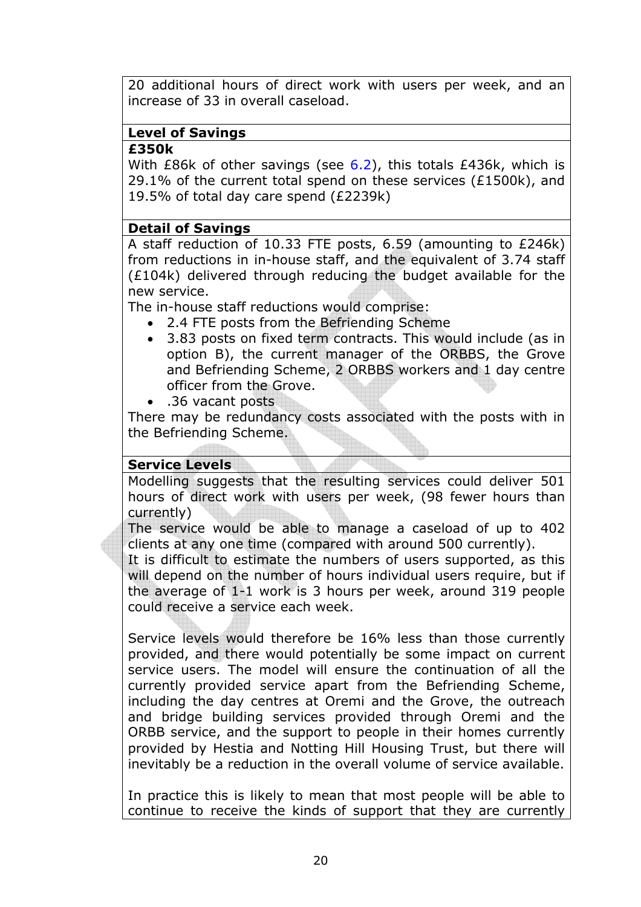20 additional hours of direct work with users per week, and an increase of 33 in overall caseload.

**Level of Savings**

**£350k**

With £86k of other savings (see 6.2), this totals £436k, which is 29.1% of the current total spend on these services (£1500k), and 19.5% of total day care spend (£2239k)

**Detail of Savings**

A staff reduction of 10.33 FTE posts, 6.59 (amounting to £246k) from reductions in in-house staff, and the equivalent of 3.74 staff (£104k) delivered through reducing the budget available for the new service.

The in-house staff reductions would comprise:

- 2.4 FTE posts from the Befriending Scheme
- 3.83 posts on fixed term contracts. This would include (as in option B), the current manager of the ORBBS, the Grove and Befriending Scheme, 2 ORBBS workers and 1 day centre officer from the Grove.
- .36 vacant posts

There may be redundancy costs associated with the posts with in the Befriending Scheme.

**Service Levels**

Modelling suggests that the resulting services could deliver 501 hours of direct work with users per week, (98 fewer hours than currently)

The service would be able to manage a caseload of up to 402 clients at any one time (compared with around 500 currently).

It is difficult to estimate the numbers of users supported, as this will depend on the number of hours individual users require, but if the average of 1-1 work is 3 hours per week, around 319 people could receive a service each week.

Service levels would therefore be 16% less than those currently provided, and there would potentially be some impact on current service users. The model will ensure the continuation of all the currently provided service apart from the Befriending Scheme, including the day centres at Oremi and the Grove, the outreach and bridge building services provided through Oremi and the ORBB service, and the support to people in their homes currently provided by Hestia and Notting Hill Housing Trust, but there will inevitably be a reduction in the overall volume of service available.

In practice this is likely to mean that most people will be able to continue to receive the kinds of support that they are currently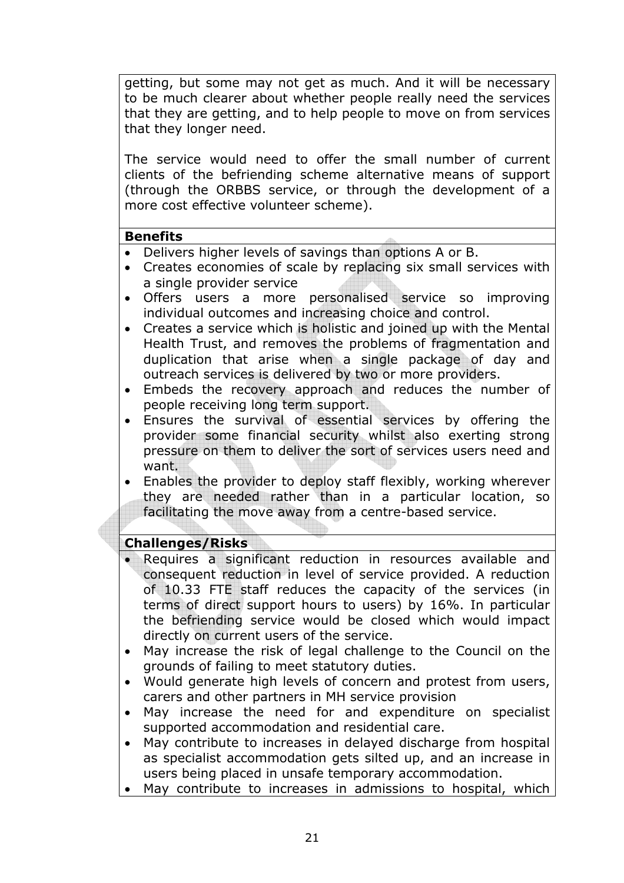getting, but some may not get as much. And it will be necessary to be much clearer about whether people really need the services that they are getting, and to help people to move on from services that they longer need.

The service would need to offer the small number of current clients of the befriending scheme alternative means of support (through the ORBBS service, or through the development of a more cost effective volunteer scheme).

**Benefits**

- Delivers higher levels of savings than options A or B.
- Creates economies of scale by replacing six small services with a single provider service
- Offers users a more personalised service so improving individual outcomes and increasing choice and control.
- Creates a service which is holistic and joined up with the Mental Health Trust, and removes the problems of fragmentation and duplication that arise when a single package of day and outreach services is delivered by two or more providers.
- Embeds the recovery approach and reduces the number of people receiving long term support.
- Ensures the survival of essential services by offering the provider some financial security whilst also exerting strong pressure on them to deliver the sort of services users need and want.
- Enables the provider to deploy staff flexibly, working wherever they are needed rather than in a particular location, so facilitating the move away from a centre-based service.

**Challenges/Risks**

- Requires a significant reduction in resources available and consequent reduction in level of service provided. A reduction of 10.33 FTE staff reduces the capacity of the services (in terms of direct support hours to users) by 16%. In particular the befriending service would be closed which would impact directly on current users of the service.
- May increase the risk of legal challenge to the Council on the grounds of failing to meet statutory duties.
- Would generate high levels of concern and protest from users, carers and other partners in MH service provision
- May increase the need for and expenditure on specialist supported accommodation and residential care.
- May contribute to increases in delayed discharge from hospital as specialist accommodation gets silted up, and an increase in users being placed in unsafe temporary accommodation.
- May contribute to increases in admissions to hospital, which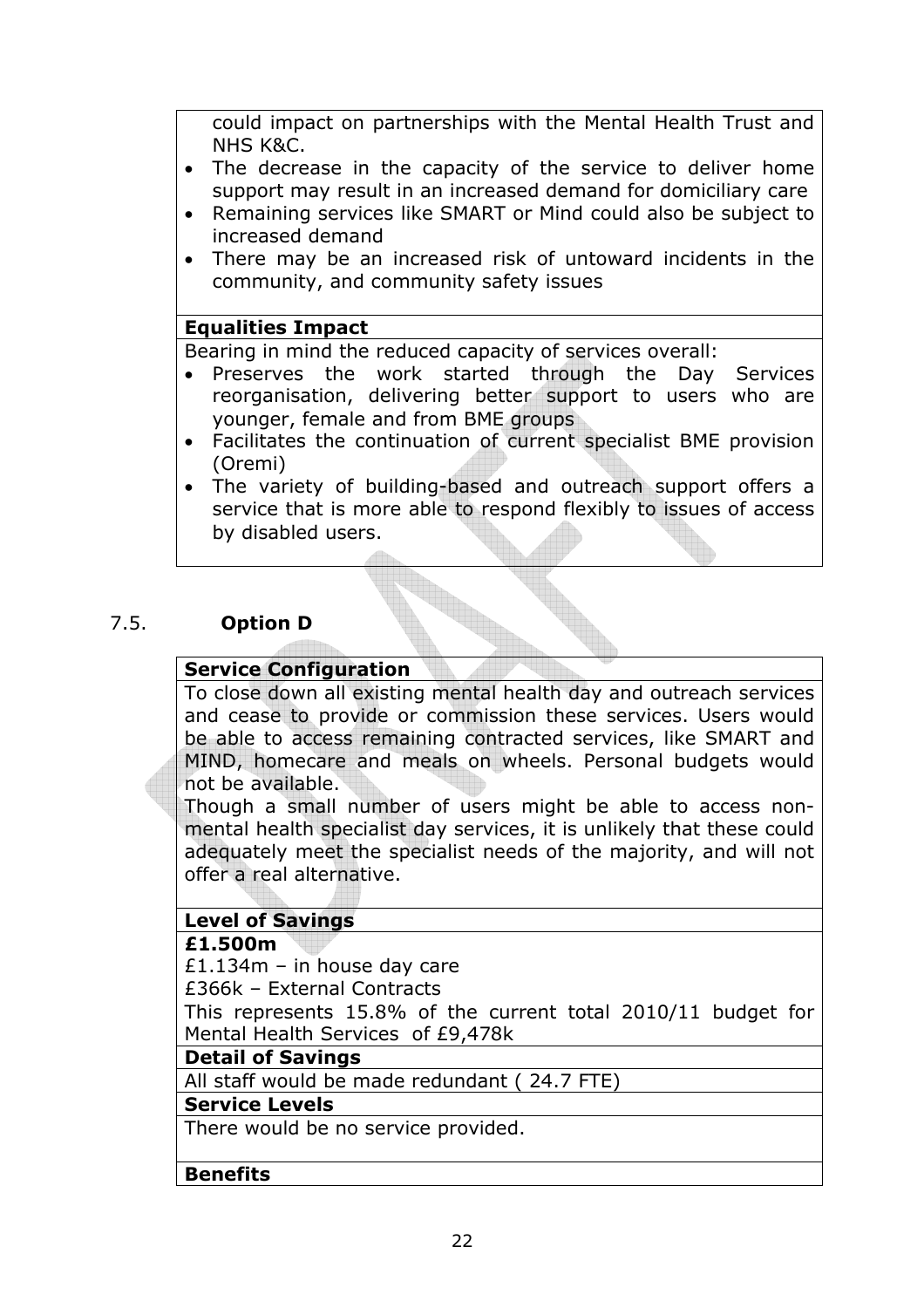could impact on partnerships with the Mental Health Trust and NHS K&C.

- The decrease in the capacity of the service to deliver home support may result in an increased demand for domiciliary care
- Remaining services like SMART or Mind could also be subject to increased demand
- There may be an increased risk of untoward incidents in the community, and community safety issues

**Equalities Impact**

Bearing in mind the reduced capacity of services overall:

- Preserves the work started through the Day Services reorganisation, delivering better support to users who are younger, female and from BME groups
- Facilitates the continuation of current specialist BME provision (Oremi)
- The variety of building-based and outreach support offers a service that is more able to respond flexibly to issues of access by disabled users.

## 7.5. Option D

**Service Configuration**

To close down all existing mental health day and outreach services and cease to provide or commission these services. Users would be able to access remaining contracted services, like SMART and MIND, homecare and meals on wheels. Personal budgets would not be available.

Though a small number of users might be able to access non-mental health specialist day services, it is unlikely that these could adequately meet the specialist needs of the majority, and will not offer a real alternative.

**Level of Savings**

**£1.500m**

£1.134m – in house day care

£366k – External Contracts

This represents 15.8% of the current total 2010/11 budget for Mental Health Services of £9,478k

**Detail of Savings**

All staff would be made redundant ( 24.7 FTE)

**Service Levels**

There would be no service provided.

**Benefits**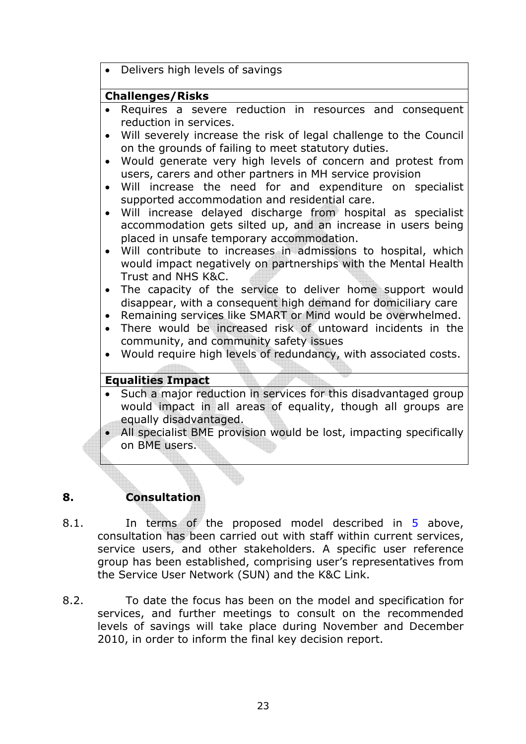| |
|---|
| • Delivers high levels of savings |
| **Challenges/Risks** |
| • Requires a severe reduction in resources and consequent reduction in services.<br>• Will severely increase the risk of legal challenge to the Council on the grounds of failing to meet statutory duties.<br>• Would generate very high levels of concern and protest from users, carers and other partners in MH service provision<br>• Will increase the need for and expenditure on specialist supported accommodation and residential care.<br>• Will increase delayed discharge from hospital as specialist accommodation gets silted up, and an increase in users being placed in unsafe temporary accommodation.<br>• Will contribute to increases in admissions to hospital, which would impact negatively on partnerships with the Mental Health Trust and NHS K&C.<br>• The capacity of the service to deliver home support would disappear, with a consequent high demand for domiciliary care<br>• Remaining services like SMART or Mind would be overwhelmed.<br>• There would be increased risk of untoward incidents in the community, and community safety issues<br>• Would require high levels of redundancy, with associated costs. |
| **Equalities Impact** |
| • Such a major reduction in services for this disadvantaged group would impact in all areas of equality, though all groups are equally disadvantaged.<br>• All specialist BME provision would be lost, impacting specifically on BME users. |

## 8. Consultation

8.1. In terms of the proposed model described in 5 above, consultation has been carried out with staff within current services, service users, and other stakeholders. A specific user reference group has been established, comprising user's representatives from the Service User Network (SUN) and the K&C Link.

8.2. To date the focus has been on the model and specification for services, and further meetings to consult on the recommended levels of savings will take place during November and December 2010, in order to inform the final key decision report.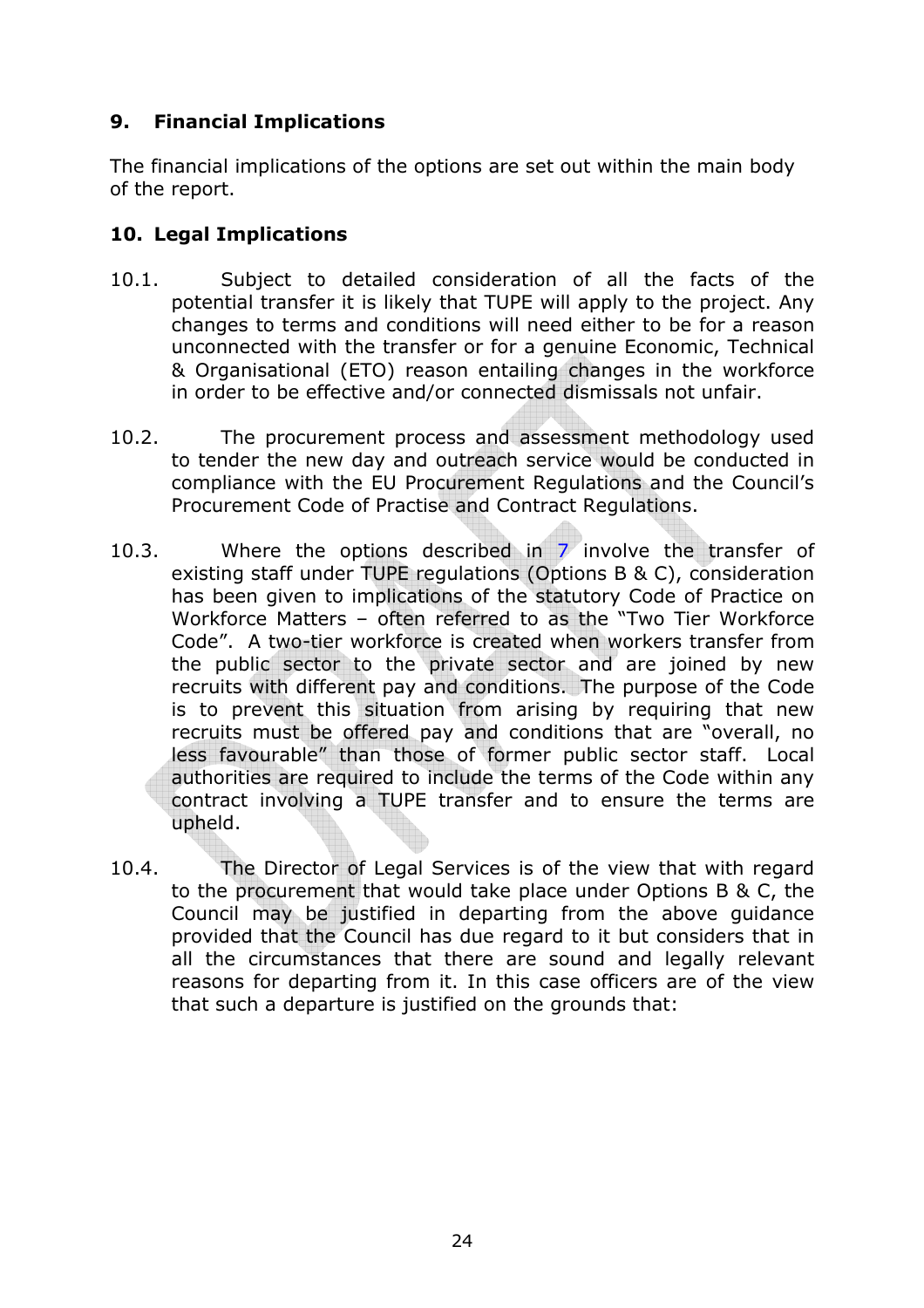## 9. Financial Implications

The financial implications of the options are set out within the main body of the report.

## 10. Legal Implications

10.1. Subject to detailed consideration of all the facts of the potential transfer it is likely that TUPE will apply to the project. Any changes to terms and conditions will need either to be for a reason unconnected with the transfer or for a genuine Economic, Technical & Organisational (ETO) reason entailing changes in the workforce in order to be effective and/or connected dismissals not unfair.

10.2. The procurement process and assessment methodology used to tender the new day and outreach service would be conducted in compliance with the EU Procurement Regulations and the Council's Procurement Code of Practise and Contract Regulations.

10.3. Where the options described in 7 involve the transfer of existing staff under TUPE regulations (Options B & C), consideration has been given to implications of the statutory Code of Practice on Workforce Matters – often referred to as the "Two Tier Workforce Code". A two-tier workforce is created when workers transfer from the public sector to the private sector and are joined by new recruits with different pay and conditions. The purpose of the Code is to prevent this situation from arising by requiring that new recruits must be offered pay and conditions that are "overall, no less favourable" than those of former public sector staff. Local authorities are required to include the terms of the Code within any contract involving a TUPE transfer and to ensure the terms are upheld.

10.4. The Director of Legal Services is of the view that with regard to the procurement that would take place under Options B & C, the Council may be justified in departing from the above guidance provided that the Council has due regard to it but considers that in all the circumstances that there are sound and legally relevant reasons for departing from it. In this case officers are of the view that such a departure is justified on the grounds that: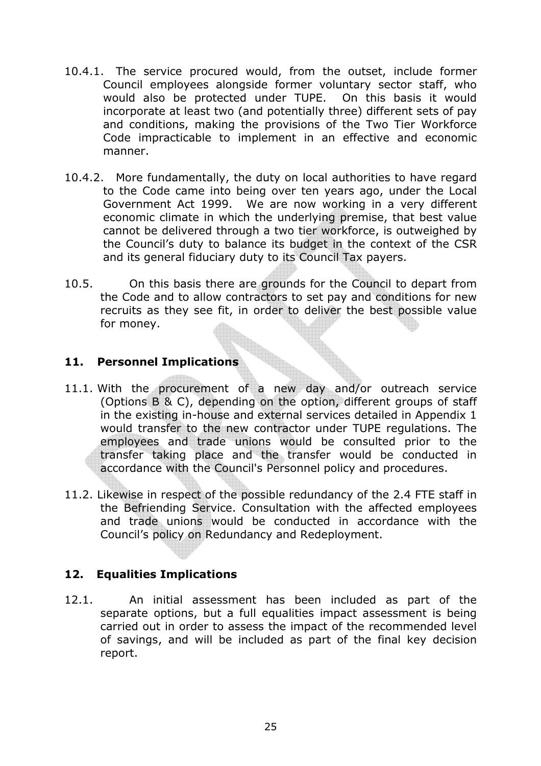10.4.1. The service procured would, from the outset, include former Council employees alongside former voluntary sector staff, who would also be protected under TUPE. On this basis it would incorporate at least two (and potentially three) different sets of pay and conditions, making the provisions of the Two Tier Workforce Code impracticable to implement in an effective and economic manner.

10.4.2. More fundamentally, the duty on local authorities to have regard to the Code came into being over ten years ago, under the Local Government Act 1999. We are now working in a very different economic climate in which the underlying premise, that best value cannot be delivered through a two tier workforce, is outweighed by the Council's duty to balance its budget in the context of the CSR and its general fiduciary duty to its Council Tax payers.

10.5. On this basis there are grounds for the Council to depart from the Code and to allow contractors to set pay and conditions for new recruits as they see fit, in order to deliver the best possible value for money.

## 11. Personnel Implications

11.1. With the procurement of a new day and/or outreach service (Options B & C), depending on the option, different groups of staff in the existing in-house and external services detailed in Appendix 1 would transfer to the new contractor under TUPE regulations. The employees and trade unions would be consulted prior to the transfer taking place and the transfer would be conducted in accordance with the Council's Personnel policy and procedures.

11.2. Likewise in respect of the possible redundancy of the 2.4 FTE staff in the Befriending Service. Consultation with the affected employees and trade unions would be conducted in accordance with the Council's policy on Redundancy and Redeployment.

## 12. Equalities Implications

12.1. An initial assessment has been included as part of the separate options, but a full equalities impact assessment is being carried out in order to assess the impact of the recommended level of savings, and will be included as part of the final key decision report.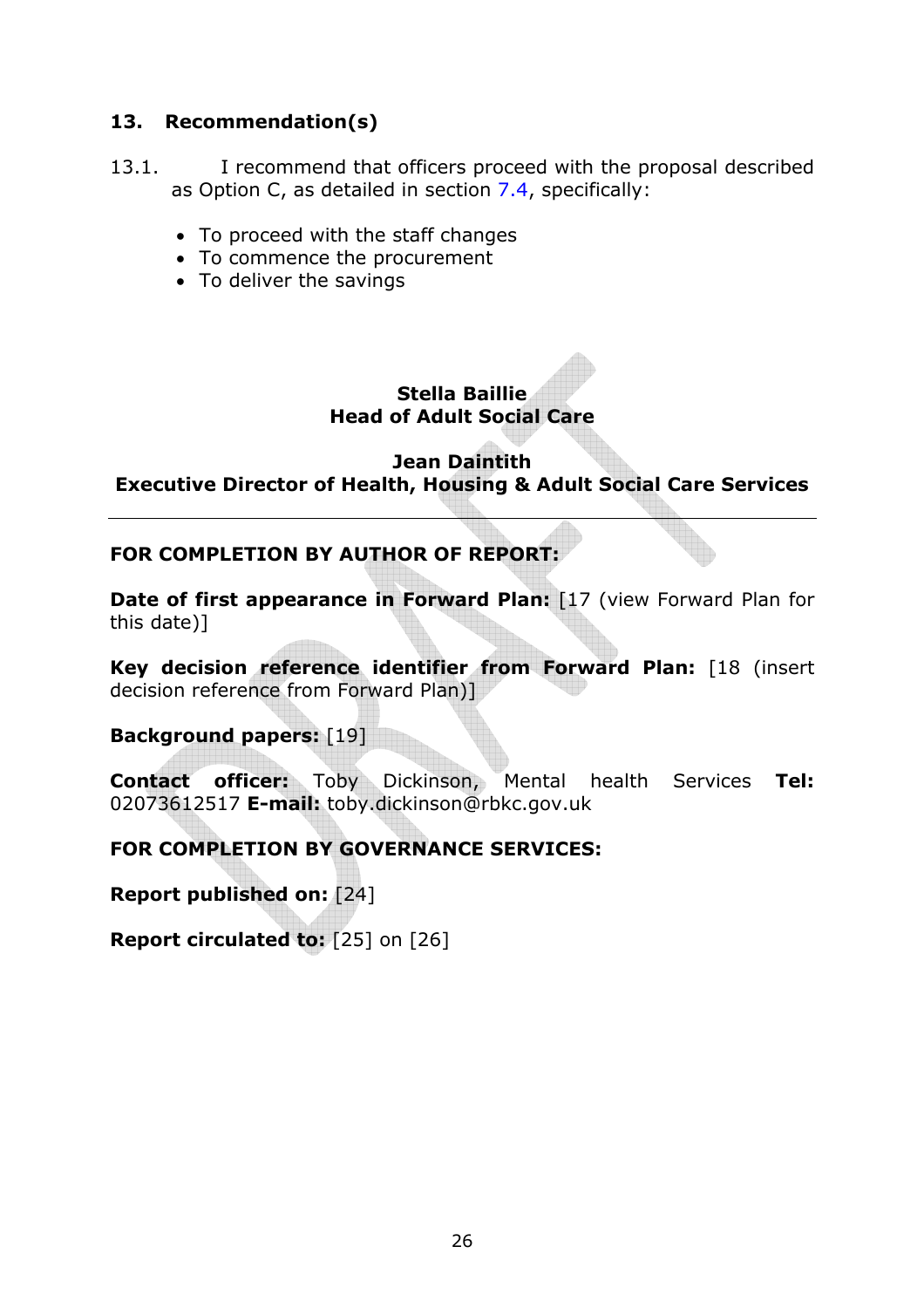## 13. Recommendation(s)

13.1. I recommend that officers proceed with the proposal described as Option C, as detailed in section 7.4, specifically:

- To proceed with the staff changes
- To commence the procurement
- To deliver the savings

**Stella Baillie**
**Head of Adult Social Care**

**Jean Daintith**
**Executive Director of Health, Housing & Adult Social Care Services**

---

**FOR COMPLETION BY AUTHOR OF REPORT:**

**Date of first appearance in Forward Plan:** [17 (view Forward Plan for this date)]

**Key decision reference identifier from Forward Plan:** [18 (insert decision reference from Forward Plan)]

**Background papers:** [19]

**Contact officer:** Toby Dickinson, Mental health Services **Tel:** 02073612517 **E-mail:** toby.dickinson@rbkc.gov.uk

**FOR COMPLETION BY GOVERNANCE SERVICES:**

**Report published on:** [24]

**Report circulated to:** [25] on [26]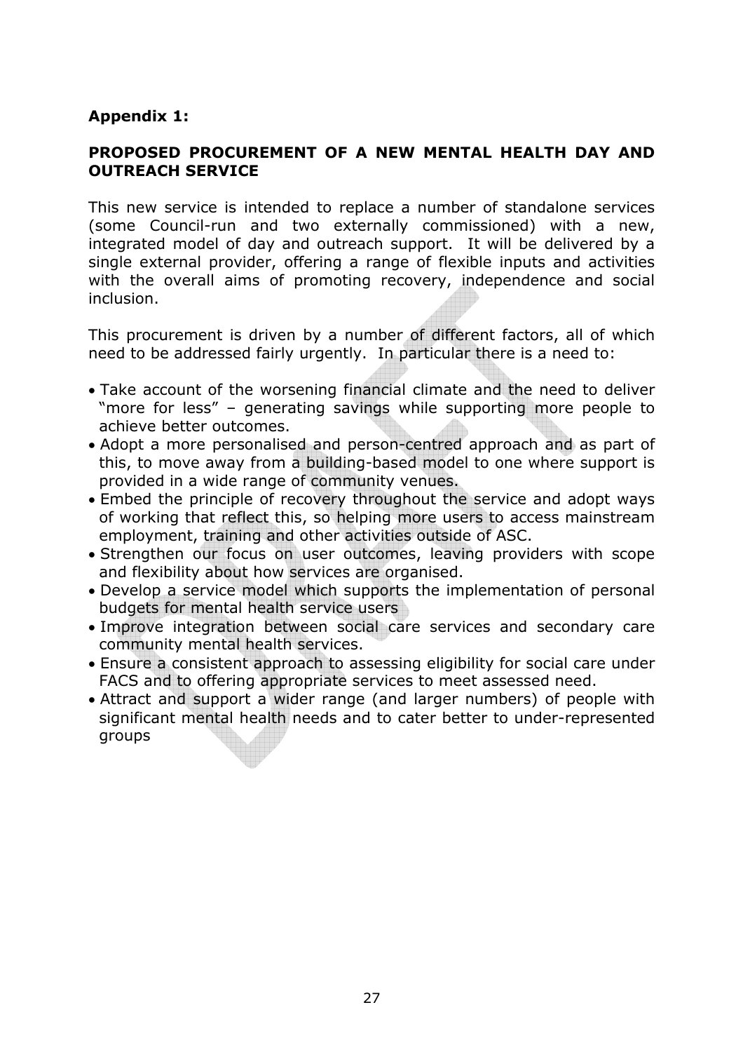**Appendix 1:**

**PROPOSED PROCUREMENT OF A NEW MENTAL HEALTH DAY AND OUTREACH SERVICE**

This new service is intended to replace a number of standalone services (some Council-run and two externally commissioned) with a new, integrated model of day and outreach support. It will be delivered by a single external provider, offering a range of flexible inputs and activities with the overall aims of promoting recovery, independence and social inclusion.

This procurement is driven by a number of different factors, all of which need to be addressed fairly urgently. In particular there is a need to:

- Take account of the worsening financial climate and the need to deliver "more for less" – generating savings while supporting more people to achieve better outcomes.
- Adopt a more personalised and person-centred approach and as part of this, to move away from a building-based model to one where support is provided in a wide range of community venues.
- Embed the principle of recovery throughout the service and adopt ways of working that reflect this, so helping more users to access mainstream employment, training and other activities outside of ASC.
- Strengthen our focus on user outcomes, leaving providers with scope and flexibility about how services are organised.
- Develop a service model which supports the implementation of personal budgets for mental health service users
- Improve integration between social care services and secondary care community mental health services.
- Ensure a consistent approach to assessing eligibility for social care under FACS and to offering appropriate services to meet assessed need.
- Attract and support a wider range (and larger numbers) of people with significant mental health needs and to cater better to under-represented groups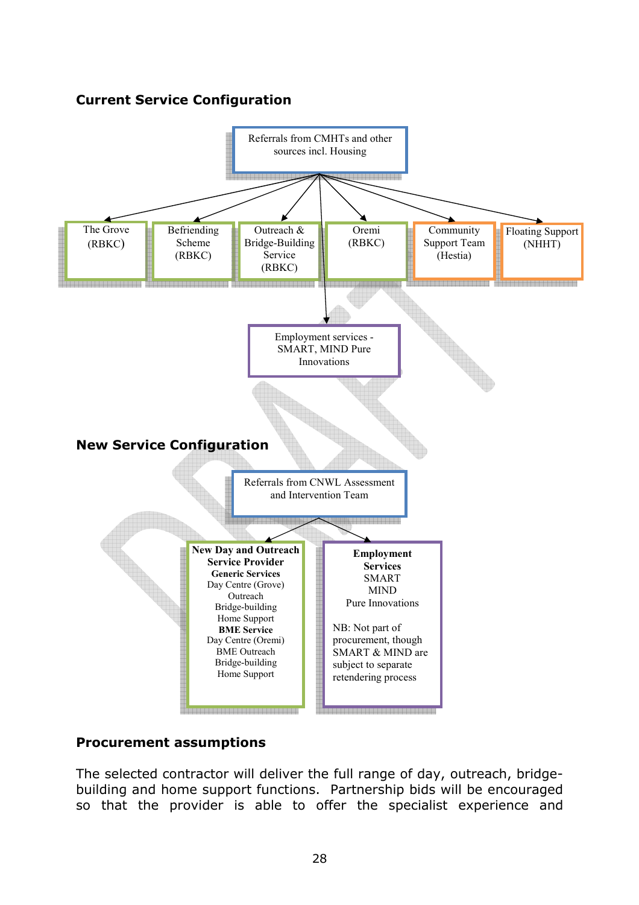## Current Service Configuration

Referrals from CMHTs and other sources incl. Housing

- The Grove (RBKC)
- Befriending Scheme (RBKC)
- Outreach & Bridge-Building Service (RBKC)
- Oremi (RBKC)
- Community Support Team (Hestia)
- Floating Support (NHHT)
- Employment services - SMART, MIND Pure Innovations

## New Service Configuration

Referrals from CNWL Assessment and Intervention Team

**New Day and Outreach Service Provider**

**Generic Services**
Day Centre (Grove)
Outreach
Bridge-building
Home Support

**BME Service**
Day Centre (Oremi)
BME Outreach
Bridge-building
Home Support

**Employment Services**
SMART
MIND
Pure Innovations

NB: Not part of procurement, though SMART & MIND are subject to separate retendering process

## Procurement assumptions

The selected contractor will deliver the full range of day, outreach, bridge-building and home support functions. Partnership bids will be encouraged so that the provider is able to offer the specialist experience and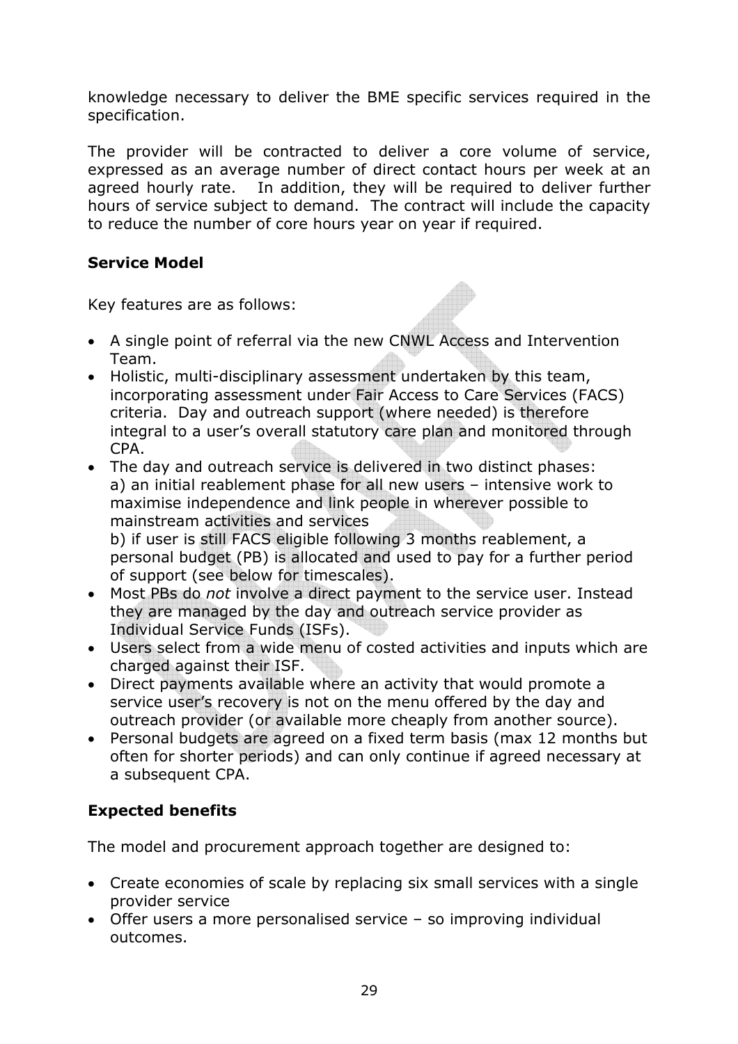knowledge necessary to deliver the BME specific services required in the specification.

The provider will be contracted to deliver a core volume of service, expressed as an average number of direct contact hours per week at an agreed hourly rate. In addition, they will be required to deliver further hours of service subject to demand. The contract will include the capacity to reduce the number of core hours year on year if required.

**Service Model**

Key features are as follows:

- A single point of referral via the new CNWL Access and Intervention Team.
- Holistic, multi-disciplinary assessment undertaken by this team, incorporating assessment under Fair Access to Care Services (FACS) criteria. Day and outreach support (where needed) is therefore integral to a user's overall statutory care plan and monitored through CPA.
- The day and outreach service is delivered in two distinct phases:
  a) an initial reablement phase for all new users – intensive work to maximise independence and link people in wherever possible to mainstream activities and services
  b) if user is still FACS eligible following 3 months reablement, a personal budget (PB) is allocated and used to pay for a further period of support (see below for timescales).
- Most PBs do *not* involve a direct payment to the service user. Instead they are managed by the day and outreach service provider as Individual Service Funds (ISFs).
- Users select from a wide menu of costed activities and inputs which are charged against their ISF.
- Direct payments available where an activity that would promote a service user's recovery is not on the menu offered by the day and outreach provider (or available more cheaply from another source).
- Personal budgets are agreed on a fixed term basis (max 12 months but often for shorter periods) and can only continue if agreed necessary at a subsequent CPA.

**Expected benefits**

The model and procurement approach together are designed to:

- Create economies of scale by replacing six small services with a single provider service
- Offer users a more personalised service – so improving individual outcomes.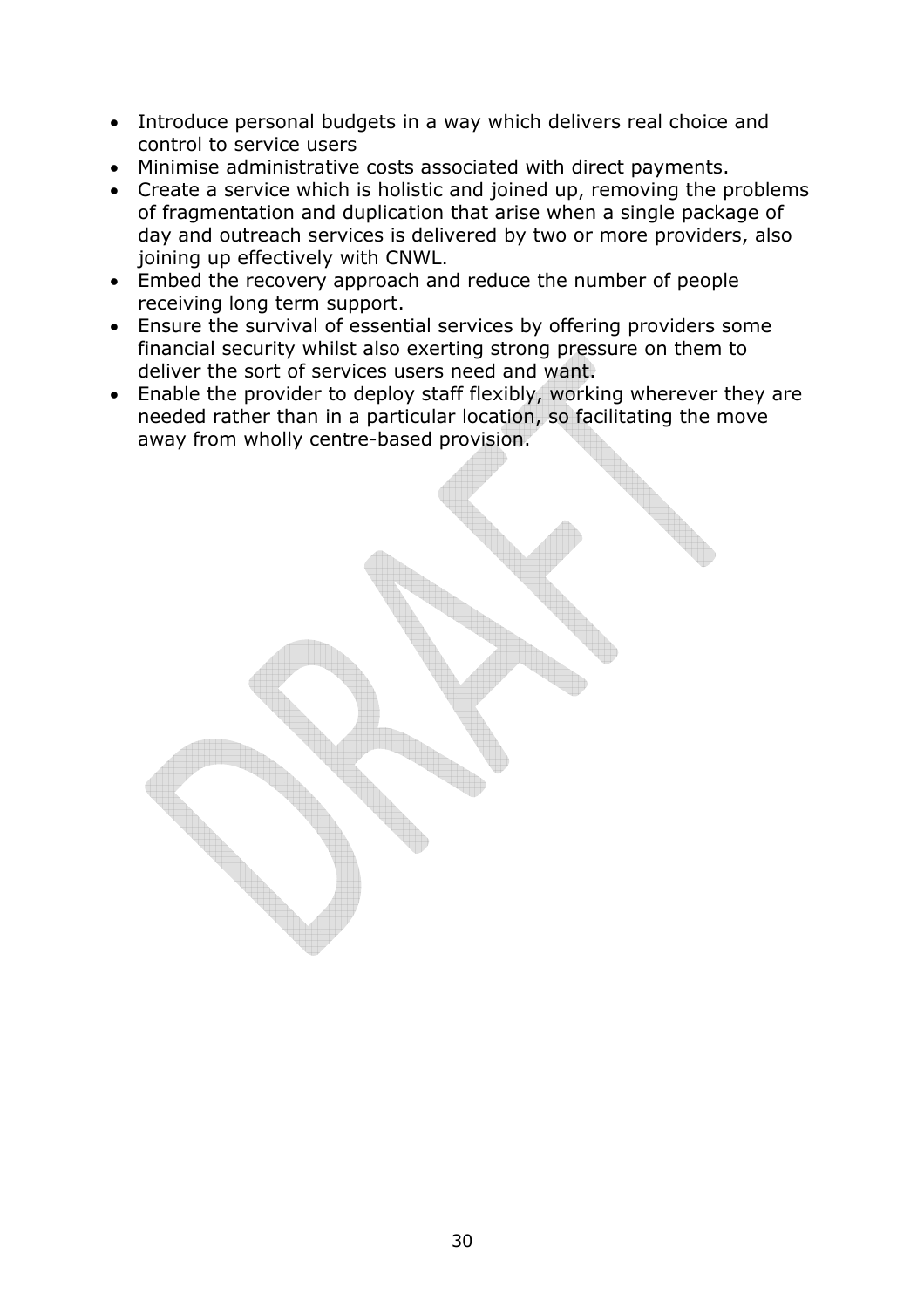- Introduce personal budgets in a way which delivers real choice and control to service users
- Minimise administrative costs associated with direct payments.
- Create a service which is holistic and joined up, removing the problems of fragmentation and duplication that arise when a single package of day and outreach services is delivered by two or more providers, also joining up effectively with CNWL.
- Embed the recovery approach and reduce the number of people receiving long term support.
- Ensure the survival of essential services by offering providers some financial security whilst also exerting strong pressure on them to deliver the sort of services users need and want.
- Enable the provider to deploy staff flexibly, working wherever they are needed rather than in a particular location, so facilitating the move away from wholly centre-based provision.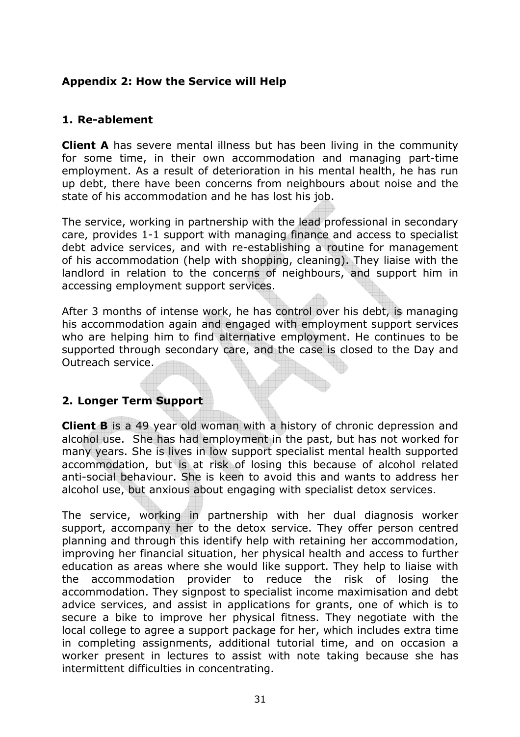## Appendix 2: How the Service will Help

### 1. Re-ablement

**Client A** has severe mental illness but has been living in the community for some time, in their own accommodation and managing part-time employment. As a result of deterioration in his mental health, he has run up debt, there have been concerns from neighbours about noise and the state of his accommodation and he has lost his job.

The service, working in partnership with the lead professional in secondary care, provides 1-1 support with managing finance and access to specialist debt advice services, and with re-establishing a routine for management of his accommodation (help with shopping, cleaning). They liaise with the landlord in relation to the concerns of neighbours, and support him in accessing employment support services.

After 3 months of intense work, he has control over his debt, is managing his accommodation again and engaged with employment support services who are helping him to find alternative employment. He continues to be supported through secondary care, and the case is closed to the Day and Outreach service.

### 2. Longer Term Support

**Client B** is a 49 year old woman with a history of chronic depression and alcohol use. She has had employment in the past, but has not worked for many years. She is lives in low support specialist mental health supported accommodation, but is at risk of losing this because of alcohol related anti-social behaviour. She is keen to avoid this and wants to address her alcohol use, but anxious about engaging with specialist detox services.

The service, working in partnership with her dual diagnosis worker support, accompany her to the detox service. They offer person centred planning and through this identify help with retaining her accommodation, improving her financial situation, her physical health and access to further education as areas where she would like support. They help to liaise with the accommodation provider to reduce the risk of losing the accommodation. They signpost to specialist income maximisation and debt advice services, and assist in applications for grants, one of which is to secure a bike to improve her physical fitness. They negotiate with the local college to agree a support package for her, which includes extra time in completing assignments, additional tutorial time, and on occasion a worker present in lectures to assist with note taking because she has intermittent difficulties in concentrating.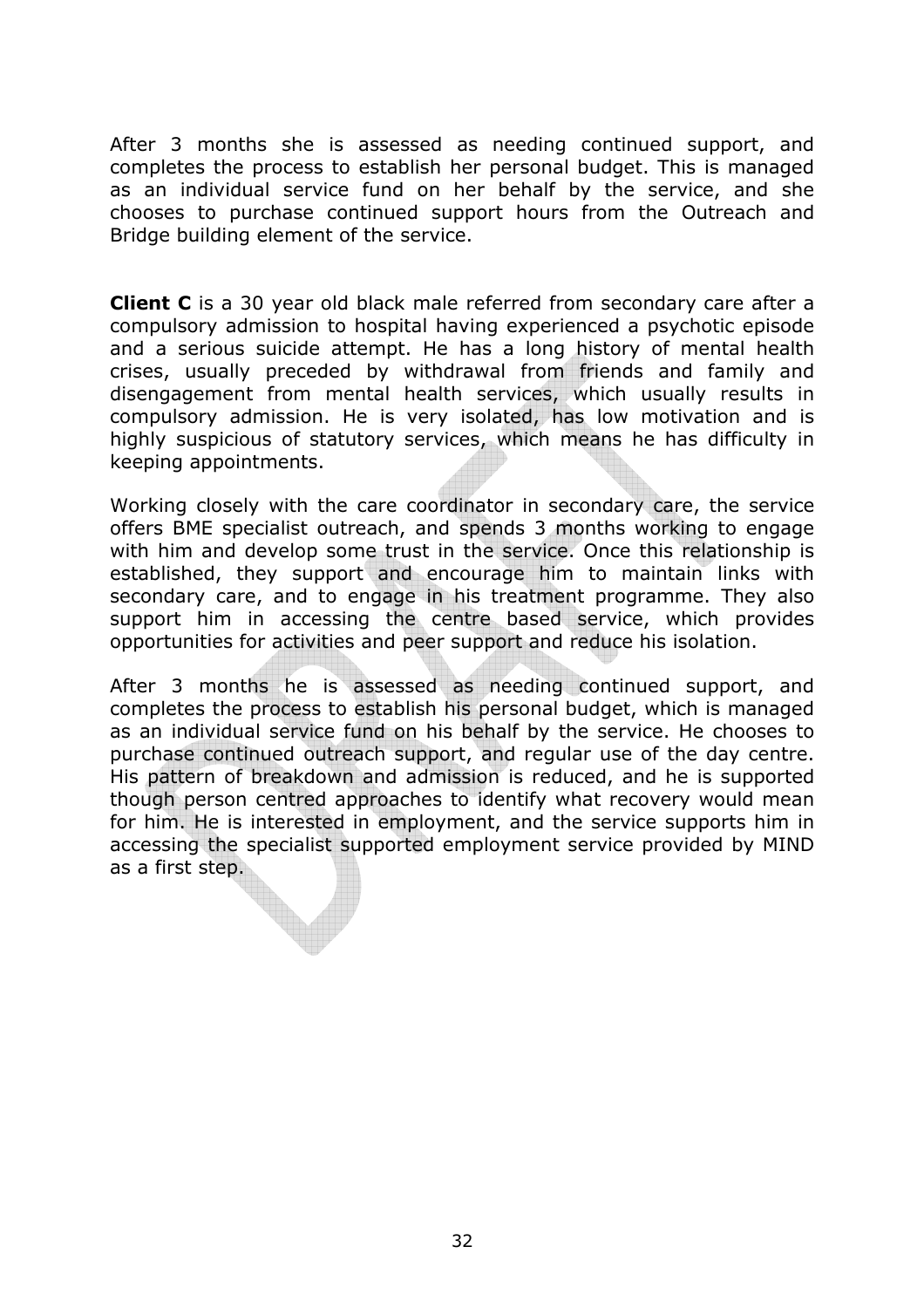After 3 months she is assessed as needing continued support, and completes the process to establish her personal budget. This is managed as an individual service fund on her behalf by the service, and she chooses to purchase continued support hours from the Outreach and Bridge building element of the service.

**Client C** is a 30 year old black male referred from secondary care after a compulsory admission to hospital having experienced a psychotic episode and a serious suicide attempt. He has a long history of mental health crises, usually preceded by withdrawal from friends and family and disengagement from mental health services, which usually results in compulsory admission. He is very isolated, has low motivation and is highly suspicious of statutory services, which means he has difficulty in keeping appointments.

Working closely with the care coordinator in secondary care, the service offers BME specialist outreach, and spends 3 months working to engage with him and develop some trust in the service. Once this relationship is established, they support and encourage him to maintain links with secondary care, and to engage in his treatment programme. They also support him in accessing the centre based service, which provides opportunities for activities and peer support and reduce his isolation.

After 3 months he is assessed as needing continued support, and completes the process to establish his personal budget, which is managed as an individual service fund on his behalf by the service. He chooses to purchase continued outreach support, and regular use of the day centre. His pattern of breakdown and admission is reduced, and he is supported though person centred approaches to identify what recovery would mean for him. He is interested in employment, and the service supports him in accessing the specialist supported employment service provided by MIND as a first step.